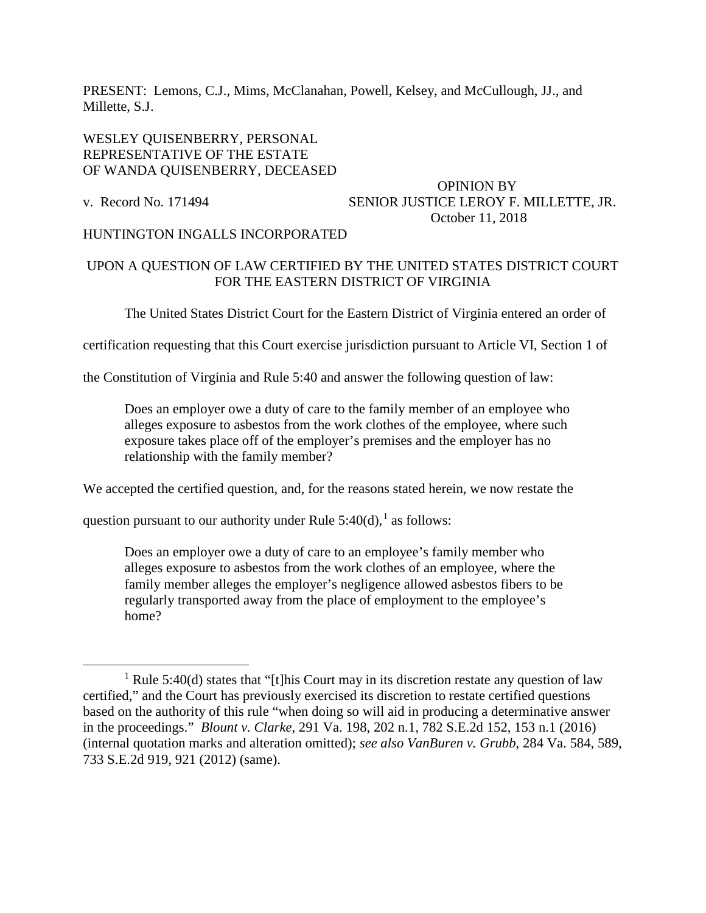PRESENT: Lemons, C.J., Mims, McClanahan, Powell, Kelsey, and McCullough, JJ., and Millette, S.J.

WESLEY QUISENBERRY, PERSONAL REPRESENTATIVE OF THE ESTATE OF WANDA QUISENBERRY, DECEASED

v. Record No. 171494

OPINION BY SENIOR JUSTICE LEROY F. MILLETTE, JR.
October 11, 2018

HUNTINGTON INGALLS INCORPORATED

UPON A QUESTION OF LAW CERTIFIED BY THE UNITED STATES DISTRICT COURT FOR THE EASTERN DISTRICT OF VIRGINIA

The United States District Court for the Eastern District of Virginia entered an order of certification requesting that this Court exercise jurisdiction pursuant to Article VI, Section 1 of the Constitution of Virginia and Rule 5:40 and answer the following question of law:

> Does an employer owe a duty of care to the family member of an employee who alleges exposure to asbestos from the work clothes of the employee, where such exposure takes place off of the employer's premises and the employer has no relationship with the family member?

We accepted the certified question, and, for the reasons stated herein, we now restate the question pursuant to our authority under Rule 5:40(d),[1] as follows:

> Does an employer owe a duty of care to an employee's family member who alleges exposure to asbestos from the work clothes of an employee, where the family member alleges the employer's negligence allowed asbestos fibers to be regularly transported away from the place of employment to the employee's home?

[1] Rule 5:40(d) states that "[t]his Court may in its discretion restate any question of law certified," and the Court has previously exercised its discretion to restate certified questions based on the authority of this rule "when doing so will aid in producing a determinative answer in the proceedings." *Blount v. Clarke*, 291 Va. 198, 202 n.1, 782 S.E.2d 152, 153 n.1 (2016) (internal quotation marks and alteration omitted); *see also VanBuren v. Grubb*, 284 Va. 584, 589, 733 S.E.2d 919, 921 (2012) (same).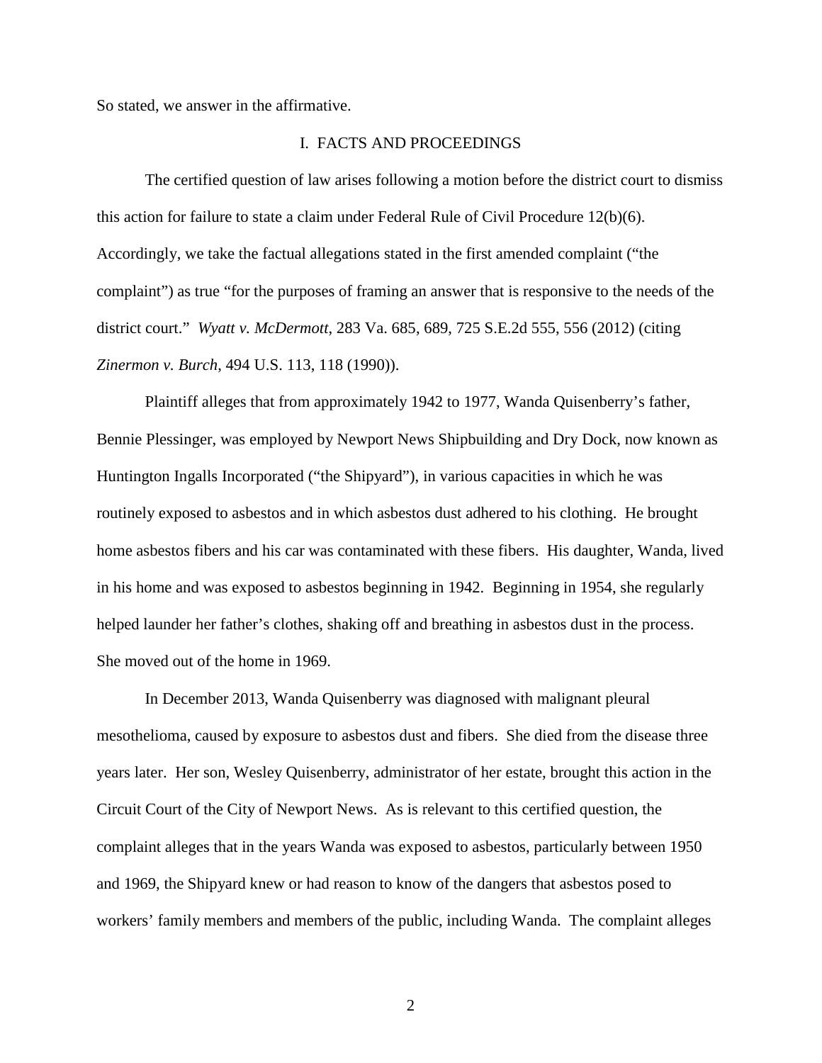So stated, we answer in the affirmative.

## I. FACTS AND PROCEEDINGS

The certified question of law arises following a motion before the district court to dismiss this action for failure to state a claim under Federal Rule of Civil Procedure 12(b)(6). Accordingly, we take the factual allegations stated in the first amended complaint ("the complaint") as true "for the purposes of framing an answer that is responsive to the needs of the district court." *Wyatt v. McDermott*, 283 Va. 685, 689, 725 S.E.2d 555, 556 (2012) (citing *Zinermon v. Burch*, 494 U.S. 113, 118 (1990)).

Plaintiff alleges that from approximately 1942 to 1977, Wanda Quisenberry's father, Bennie Plessinger, was employed by Newport News Shipbuilding and Dry Dock, now known as Huntington Ingalls Incorporated ("the Shipyard"), in various capacities in which he was routinely exposed to asbestos and in which asbestos dust adhered to his clothing. He brought home asbestos fibers and his car was contaminated with these fibers. His daughter, Wanda, lived in his home and was exposed to asbestos beginning in 1942. Beginning in 1954, she regularly helped launder her father's clothes, shaking off and breathing in asbestos dust in the process. She moved out of the home in 1969.

In December 2013, Wanda Quisenberry was diagnosed with malignant pleural mesothelioma, caused by exposure to asbestos dust and fibers. She died from the disease three years later. Her son, Wesley Quisenberry, administrator of her estate, brought this action in the Circuit Court of the City of Newport News. As is relevant to this certified question, the complaint alleges that in the years Wanda was exposed to asbestos, particularly between 1950 and 1969, the Shipyard knew or had reason to know of the dangers that asbestos posed to workers' family members and members of the public, including Wanda. The complaint alleges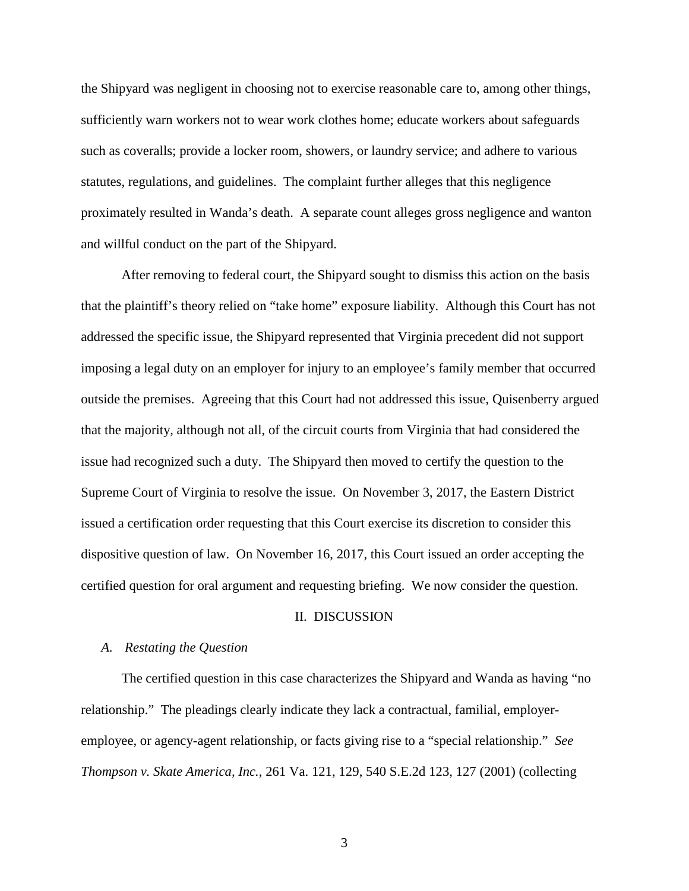the Shipyard was negligent in choosing not to exercise reasonable care to, among other things, sufficiently warn workers not to wear work clothes home; educate workers about safeguards such as coveralls; provide a locker room, showers, or laundry service; and adhere to various statutes, regulations, and guidelines. The complaint further alleges that this negligence proximately resulted in Wanda's death. A separate count alleges gross negligence and wanton and willful conduct on the part of the Shipyard.

After removing to federal court, the Shipyard sought to dismiss this action on the basis that the plaintiff's theory relied on "take home" exposure liability. Although this Court has not addressed the specific issue, the Shipyard represented that Virginia precedent did not support imposing a legal duty on an employer for injury to an employee's family member that occurred outside the premises. Agreeing that this Court had not addressed this issue, Quisenberry argued that the majority, although not all, of the circuit courts from Virginia that had considered the issue had recognized such a duty. The Shipyard then moved to certify the question to the Supreme Court of Virginia to resolve the issue. On November 3, 2017, the Eastern District issued a certification order requesting that this Court exercise its discretion to consider this dispositive question of law. On November 16, 2017, this Court issued an order accepting the certified question for oral argument and requesting briefing. We now consider the question.

## II. DISCUSSION

### *A. Restating the Question*

The certified question in this case characterizes the Shipyard and Wanda as having "no relationship." The pleadings clearly indicate they lack a contractual, familial, employer-employee, or agency-agent relationship, or facts giving rise to a "special relationship." *See Thompson v. Skate America, Inc.*, 261 Va. 121, 129, 540 S.E.2d 123, 127 (2001) (collecting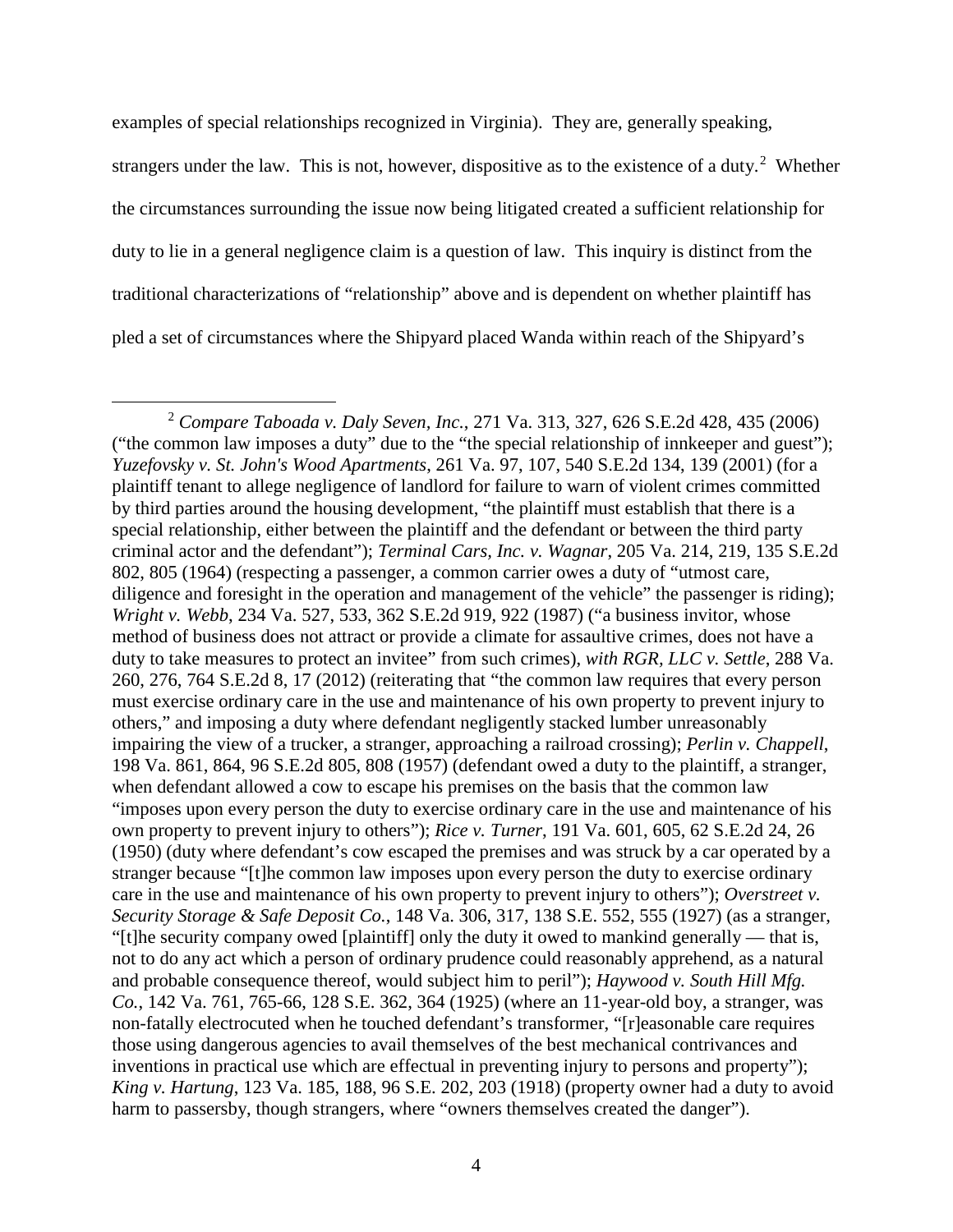examples of special relationships recognized in Virginia). They are, generally speaking, strangers under the law. This is not, however, dispositive as to the existence of a duty.[2] Whether the circumstances surrounding the issue now being litigated created a sufficient relationship for duty to lie in a general negligence claim is a question of law. This inquiry is distinct from the traditional characterizations of "relationship" above and is dependent on whether plaintiff has pled a set of circumstances where the Shipyard placed Wanda within reach of the Shipyard's

---

[2] *Compare Taboada v. Daly Seven, Inc.*, 271 Va. 313, 327, 626 S.E.2d 428, 435 (2006) ("the common law imposes a duty" due to the "the special relationship of innkeeper and guest"); *Yuzefovsky v. St. John's Wood Apartments*, 261 Va. 97, 107, 540 S.E.2d 134, 139 (2001) (for a plaintiff tenant to allege negligence of landlord for failure to warn of violent crimes committed by third parties around the housing development, "the plaintiff must establish that there is a special relationship, either between the plaintiff and the defendant or between the third party criminal actor and the defendant"); *Terminal Cars, Inc. v. Wagnar*, 205 Va. 214, 219, 135 S.E.2d 802, 805 (1964) (respecting a passenger, a common carrier owes a duty of "utmost care, diligence and foresight in the operation and management of the vehicle" the passenger is riding); *Wright v. Webb*, 234 Va. 527, 533, 362 S.E.2d 919, 922 (1987) ("a business invitor, whose method of business does not attract or provide a climate for assaultive crimes, does not have a duty to take measures to protect an invitee" from such crimes), *with RGR, LLC v. Settle*, 288 Va. 260, 276, 764 S.E.2d 8, 17 (2012) (reiterating that "the common law requires that every person must exercise ordinary care in the use and maintenance of his own property to prevent injury to others," and imposing a duty where defendant negligently stacked lumber unreasonably impairing the view of a trucker, a stranger, approaching a railroad crossing); *Perlin v. Chappell*, 198 Va. 861, 864, 96 S.E.2d 805, 808 (1957) (defendant owed a duty to the plaintiff, a stranger, when defendant allowed a cow to escape his premises on the basis that the common law "imposes upon every person the duty to exercise ordinary care in the use and maintenance of his own property to prevent injury to others"); *Rice v. Turner*, 191 Va. 601, 605, 62 S.E.2d 24, 26 (1950) (duty where defendant's cow escaped the premises and was struck by a car operated by a stranger because "[t]he common law imposes upon every person the duty to exercise ordinary care in the use and maintenance of his own property to prevent injury to others"); *Overstreet v. Security Storage & Safe Deposit Co.*, 148 Va. 306, 317, 138 S.E. 552, 555 (1927) (as a stranger, "[t]he security company owed [plaintiff] only the duty it owed to mankind generally — that is, not to do any act which a person of ordinary prudence could reasonably apprehend, as a natural and probable consequence thereof, would subject him to peril"); *Haywood v. South Hill Mfg. Co.*, 142 Va. 761, 765-66, 128 S.E. 362, 364 (1925) (where an 11-year-old boy, a stranger, was non-fatally electrocuted when he touched defendant's transformer, "[r]easonable care requires those using dangerous agencies to avail themselves of the best mechanical contrivances and inventions in practical use which are effectual in preventing injury to persons and property"); *King v. Hartung*, 123 Va. 185, 188, 96 S.E. 202, 203 (1918) (property owner had a duty to avoid harm to passersby, though strangers, where "owners themselves created the danger").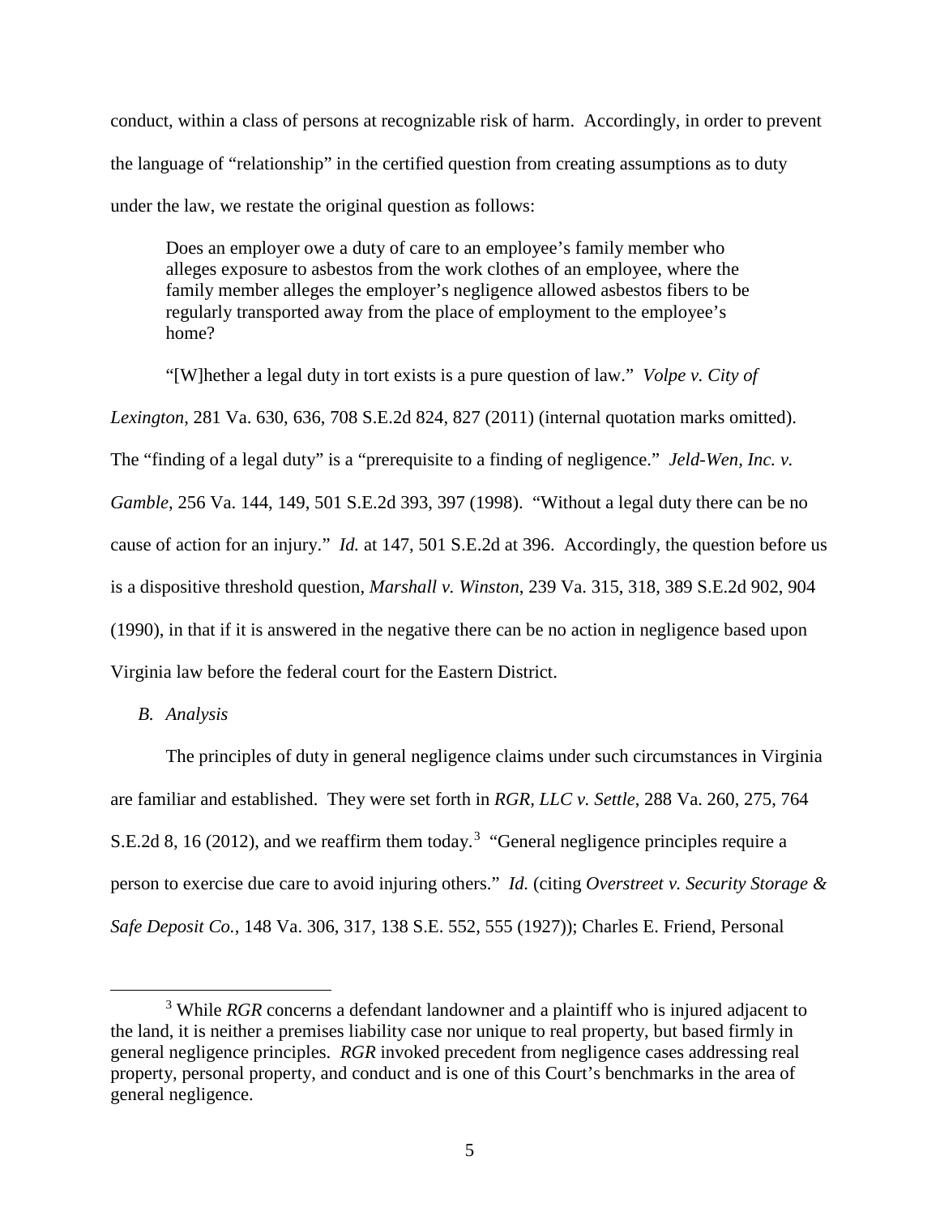conduct, within a class of persons at recognizable risk of harm. Accordingly, in order to prevent the language of "relationship" in the certified question from creating assumptions as to duty under the law, we restate the original question as follows:

> Does an employer owe a duty of care to an employee's family member who alleges exposure to asbestos from the work clothes of an employee, where the family member alleges the employer's negligence allowed asbestos fibers to be regularly transported away from the place of employment to the employee's home?

"[W]hether a legal duty in tort exists is a pure question of law." *Volpe v. City of Lexington*, 281 Va. 630, 636, 708 S.E.2d 824, 827 (2011) (internal quotation marks omitted). The "finding of a legal duty" is a "prerequisite to a finding of negligence." *Jeld-Wen, Inc. v. Gamble*, 256 Va. 144, 149, 501 S.E.2d 393, 397 (1998). "Without a legal duty there can be no cause of action for an injury." *Id.* at 147, 501 S.E.2d at 396. Accordingly, the question before us is a dispositive threshold question, *Marshall v. Winston*, 239 Va. 315, 318, 389 S.E.2d 902, 904 (1990), in that if it is answered in the negative there can be no action in negligence based upon Virginia law before the federal court for the Eastern District.

*B. Analysis*

The principles of duty in general negligence claims under such circumstances in Virginia are familiar and established. They were set forth in *RGR, LLC v. Settle*, 288 Va. 260, 275, 764 S.E.2d 8, 16 (2012), and we reaffirm them today.[3] "General negligence principles require a person to exercise due care to avoid injuring others." *Id.* (citing *Overstreet v. Security Storage & Safe Deposit Co.*, 148 Va. 306, 317, 138 S.E. 552, 555 (1927)); Charles E. Friend, Personal

---

[3] While *RGR* concerns a defendant landowner and a plaintiff who is injured adjacent to the land, it is neither a premises liability case nor unique to real property, but based firmly in general negligence principles. *RGR* invoked precedent from negligence cases addressing real property, personal property, and conduct and is one of this Court's benchmarks in the area of general negligence.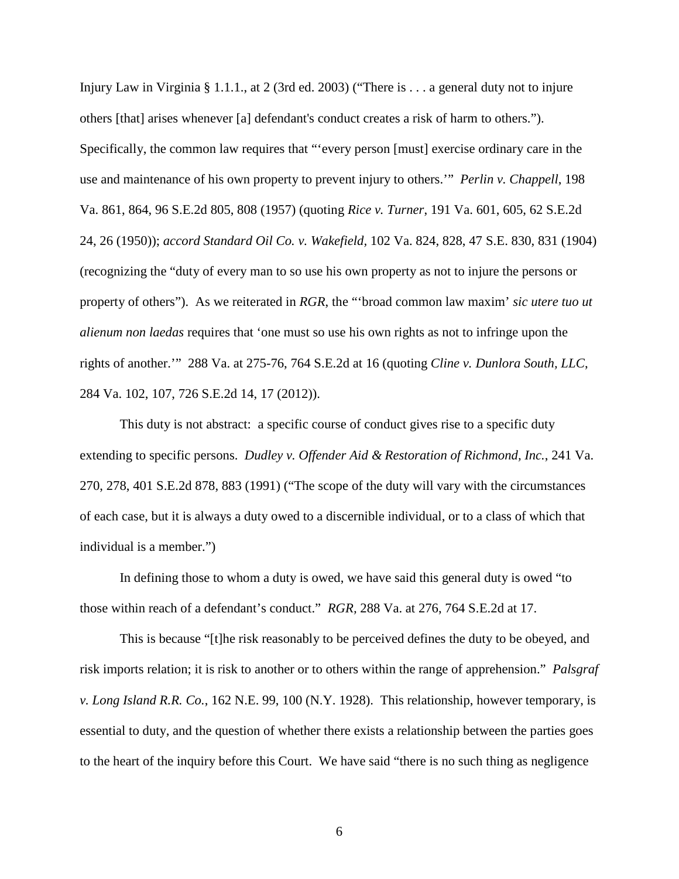Injury Law in Virginia § 1.1.1., at 2 (3rd ed. 2003) ("There is . . . a general duty not to injure others [that] arises whenever [a] defendant's conduct creates a risk of harm to others."). Specifically, the common law requires that "'every person [must] exercise ordinary care in the use and maintenance of his own property to prevent injury to others.'" *Perlin v. Chappell*, 198 Va. 861, 864, 96 S.E.2d 805, 808 (1957) (quoting *Rice v. Turner*, 191 Va. 601, 605, 62 S.E.2d 24, 26 (1950)); *accord Standard Oil Co. v. Wakefield*, 102 Va. 824, 828, 47 S.E. 830, 831 (1904) (recognizing the "duty of every man to so use his own property as not to injure the persons or property of others"). As we reiterated in *RGR*, the "'broad common law maxim' *sic utere tuo ut alienum non laedas* requires that 'one must so use his own rights as not to infringe upon the rights of another.'" 288 Va. at 275-76, 764 S.E.2d at 16 (quoting *Cline v. Dunlora South, LLC*, 284 Va. 102, 107, 726 S.E.2d 14, 17 (2012)).

This duty is not abstract: a specific course of conduct gives rise to a specific duty extending to specific persons. *Dudley v. Offender Aid & Restoration of Richmond, Inc.*, 241 Va. 270, 278, 401 S.E.2d 878, 883 (1991) ("The scope of the duty will vary with the circumstances of each case, but it is always a duty owed to a discernible individual, or to a class of which that individual is a member.")

In defining those to whom a duty is owed, we have said this general duty is owed "to those within reach of a defendant's conduct." *RGR*, 288 Va. at 276, 764 S.E.2d at 17.

This is because "[t]he risk reasonably to be perceived defines the duty to be obeyed, and risk imports relation; it is risk to another or to others within the range of apprehension." *Palsgraf v. Long Island R.R. Co.*, 162 N.E. 99, 100 (N.Y. 1928). This relationship, however temporary, is essential to duty, and the question of whether there exists a relationship between the parties goes to the heart of the inquiry before this Court. We have said "there is no such thing as negligence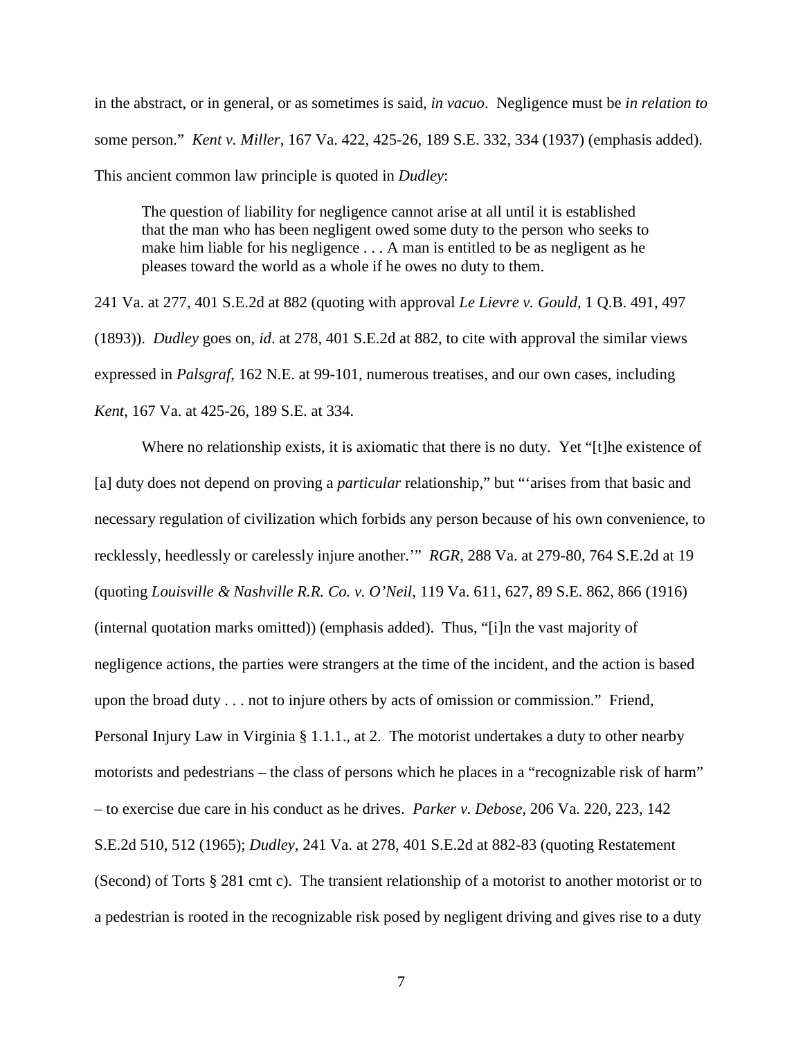in the abstract, or in general, or as sometimes is said, *in vacuo*. Negligence must be *in relation to* some person." *Kent v. Miller*, 167 Va. 422, 425-26, 189 S.E. 332, 334 (1937) (emphasis added). This ancient common law principle is quoted in *Dudley*:

> The question of liability for negligence cannot arise at all until it is established that the man who has been negligent owed some duty to the person who seeks to make him liable for his negligence . . . A man is entitled to be as negligent as he pleases toward the world as a whole if he owes no duty to them.

241 Va. at 277, 401 S.E.2d at 882 (quoting with approval *Le Lievre v. Gould*, 1 Q.B. 491, 497 (1893)). *Dudley* goes on, *id*. at 278, 401 S.E.2d at 882, to cite with approval the similar views expressed in *Palsgraf*, 162 N.E. at 99-101, numerous treatises, and our own cases, including *Kent*, 167 Va. at 425-26, 189 S.E. at 334.

Where no relationship exists, it is axiomatic that there is no duty. Yet "[t]he existence of [a] duty does not depend on proving a *particular* relationship," but "'arises from that basic and necessary regulation of civilization which forbids any person because of his own convenience, to recklessly, heedlessly or carelessly injure another.'" *RGR*, 288 Va. at 279-80, 764 S.E.2d at 19 (quoting *Louisville & Nashville R.R. Co. v. O'Neil*, 119 Va. 611, 627, 89 S.E. 862, 866 (1916) (internal quotation marks omitted)) (emphasis added). Thus, "[i]n the vast majority of negligence actions, the parties were strangers at the time of the incident, and the action is based upon the broad duty . . . not to injure others by acts of omission or commission." Friend, Personal Injury Law in Virginia § 1.1.1., at 2. The motorist undertakes a duty to other nearby motorists and pedestrians – the class of persons which he places in a "recognizable risk of harm" – to exercise due care in his conduct as he drives. *Parker v. Debose*, 206 Va. 220, 223, 142 S.E.2d 510, 512 (1965); *Dudley*, 241 Va. at 278, 401 S.E.2d at 882-83 (quoting Restatement (Second) of Torts § 281 cmt c). The transient relationship of a motorist to another motorist or to a pedestrian is rooted in the recognizable risk posed by negligent driving and gives rise to a duty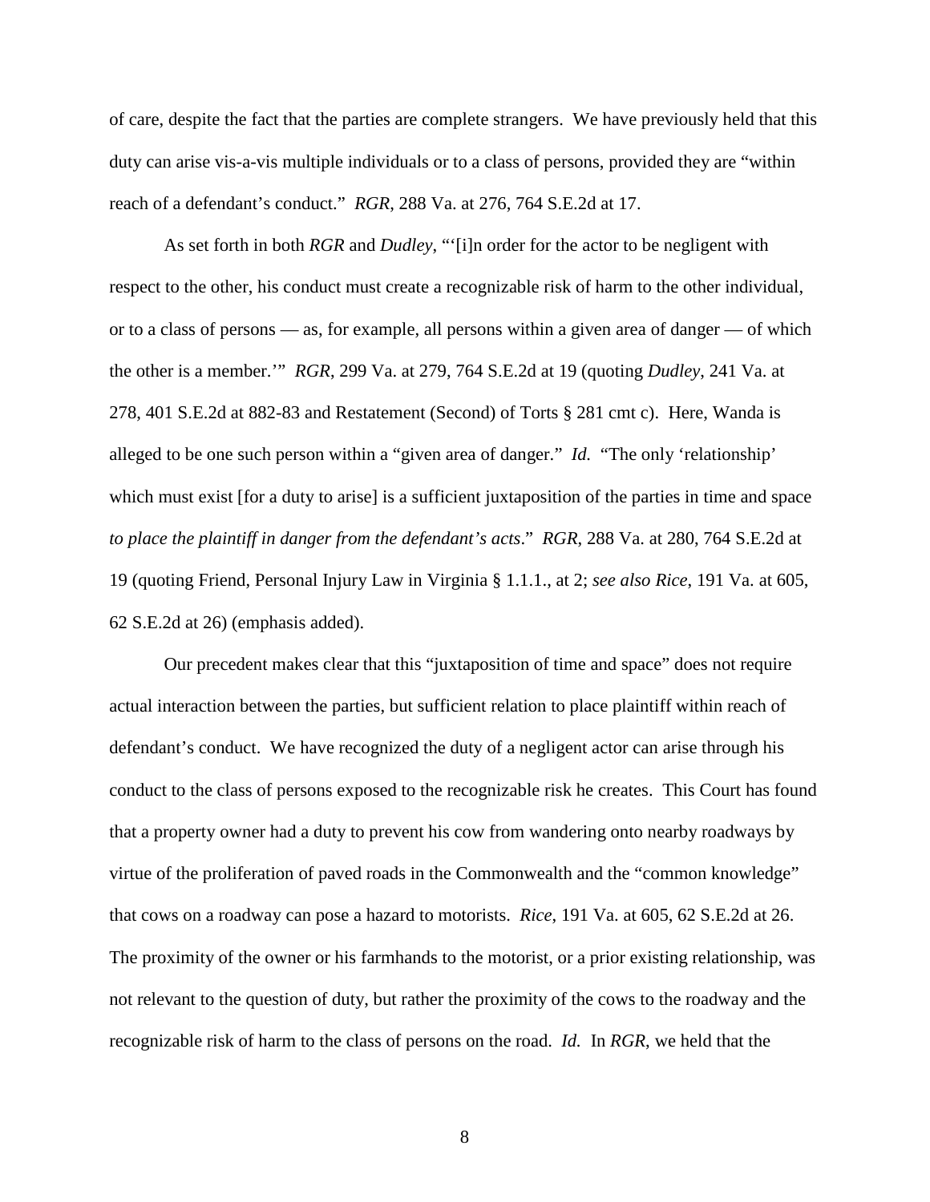of care, despite the fact that the parties are complete strangers. We have previously held that this duty can arise vis-a-vis multiple individuals or to a class of persons, provided they are "within reach of a defendant's conduct." *RGR*, 288 Va. at 276, 764 S.E.2d at 17.

As set forth in both *RGR* and *Dudley*, "'[i]n order for the actor to be negligent with respect to the other, his conduct must create a recognizable risk of harm to the other individual, or to a class of persons — as, for example, all persons within a given area of danger — of which the other is a member.'" *RGR*, 299 Va. at 279, 764 S.E.2d at 19 (quoting *Dudley*, 241 Va. at 278, 401 S.E.2d at 882-83 and Restatement (Second) of Torts § 281 cmt c). Here, Wanda is alleged to be one such person within a "given area of danger." *Id.* "The only 'relationship' which must exist [for a duty to arise] is a sufficient juxtaposition of the parties in time and space *to place the plaintiff in danger from the defendant's acts*." *RGR*, 288 Va. at 280, 764 S.E.2d at 19 (quoting Friend, Personal Injury Law in Virginia § 1.1.1., at 2; *see also Rice*, 191 Va. at 605, 62 S.E.2d at 26) (emphasis added).

Our precedent makes clear that this "juxtaposition of time and space" does not require actual interaction between the parties, but sufficient relation to place plaintiff within reach of defendant's conduct. We have recognized the duty of a negligent actor can arise through his conduct to the class of persons exposed to the recognizable risk he creates. This Court has found that a property owner had a duty to prevent his cow from wandering onto nearby roadways by virtue of the proliferation of paved roads in the Commonwealth and the "common knowledge" that cows on a roadway can pose a hazard to motorists. *Rice*, 191 Va. at 605, 62 S.E.2d at 26. The proximity of the owner or his farmhands to the motorist, or a prior existing relationship, was not relevant to the question of duty, but rather the proximity of the cows to the roadway and the recognizable risk of harm to the class of persons on the road. *Id.* In *RGR*, we held that the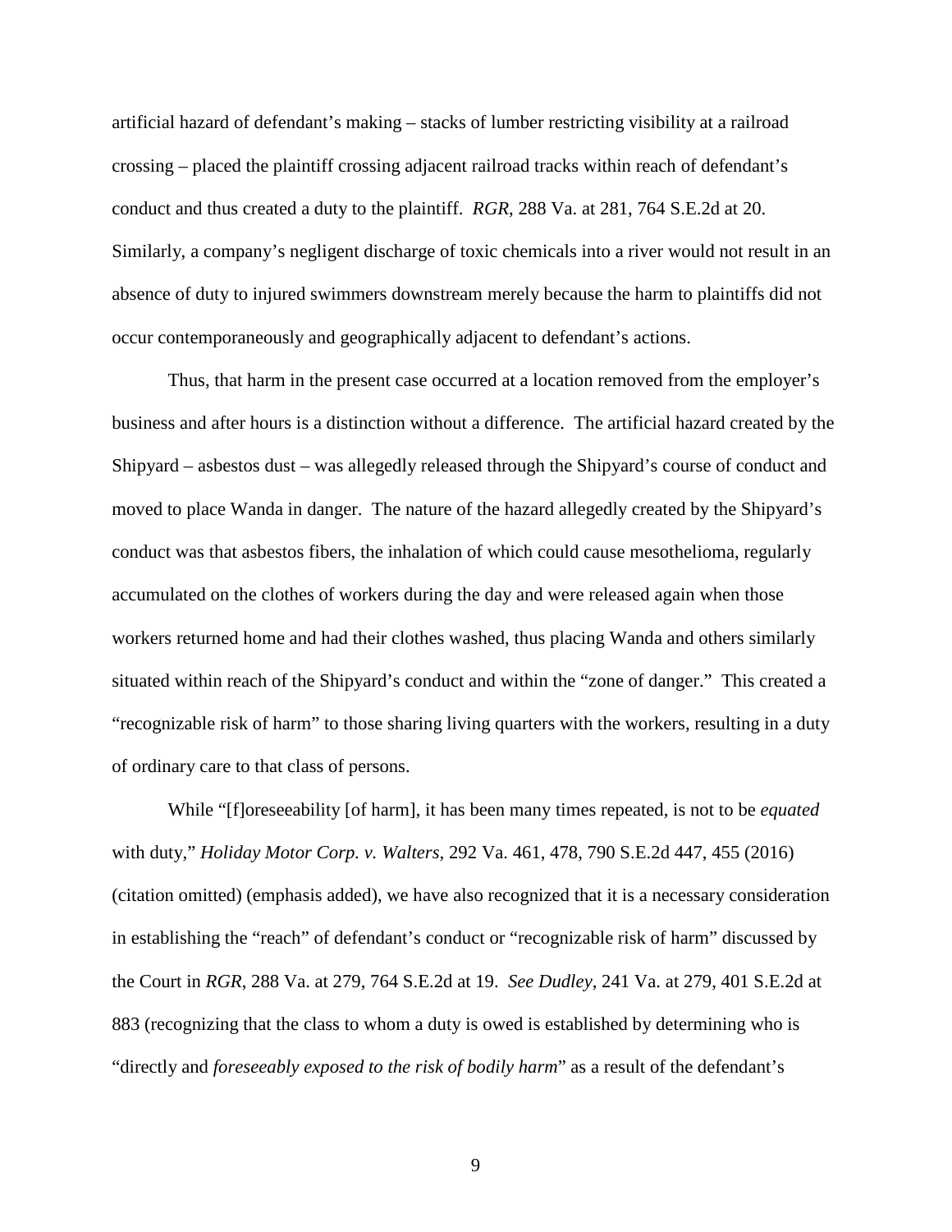artificial hazard of defendant's making – stacks of lumber restricting visibility at a railroad crossing – placed the plaintiff crossing adjacent railroad tracks within reach of defendant's conduct and thus created a duty to the plaintiff. *RGR*, 288 Va. at 281, 764 S.E.2d at 20. Similarly, a company's negligent discharge of toxic chemicals into a river would not result in an absence of duty to injured swimmers downstream merely because the harm to plaintiffs did not occur contemporaneously and geographically adjacent to defendant's actions.

Thus, that harm in the present case occurred at a location removed from the employer's business and after hours is a distinction without a difference. The artificial hazard created by the Shipyard – asbestos dust – was allegedly released through the Shipyard's course of conduct and moved to place Wanda in danger. The nature of the hazard allegedly created by the Shipyard's conduct was that asbestos fibers, the inhalation of which could cause mesothelioma, regularly accumulated on the clothes of workers during the day and were released again when those workers returned home and had their clothes washed, thus placing Wanda and others similarly situated within reach of the Shipyard's conduct and within the "zone of danger." This created a "recognizable risk of harm" to those sharing living quarters with the workers, resulting in a duty of ordinary care to that class of persons.

While "[f]oreseeability [of harm], it has been many times repeated, is not to be *equated* with duty," *Holiday Motor Corp. v. Walters*, 292 Va. 461, 478, 790 S.E.2d 447, 455 (2016) (citation omitted) (emphasis added), we have also recognized that it is a necessary consideration in establishing the "reach" of defendant's conduct or "recognizable risk of harm" discussed by the Court in *RGR*, 288 Va. at 279, 764 S.E.2d at 19. *See Dudley*, 241 Va. at 279, 401 S.E.2d at 883 (recognizing that the class to whom a duty is owed is established by determining who is "directly and *foreseeably exposed to the risk of bodily harm*" as a result of the defendant's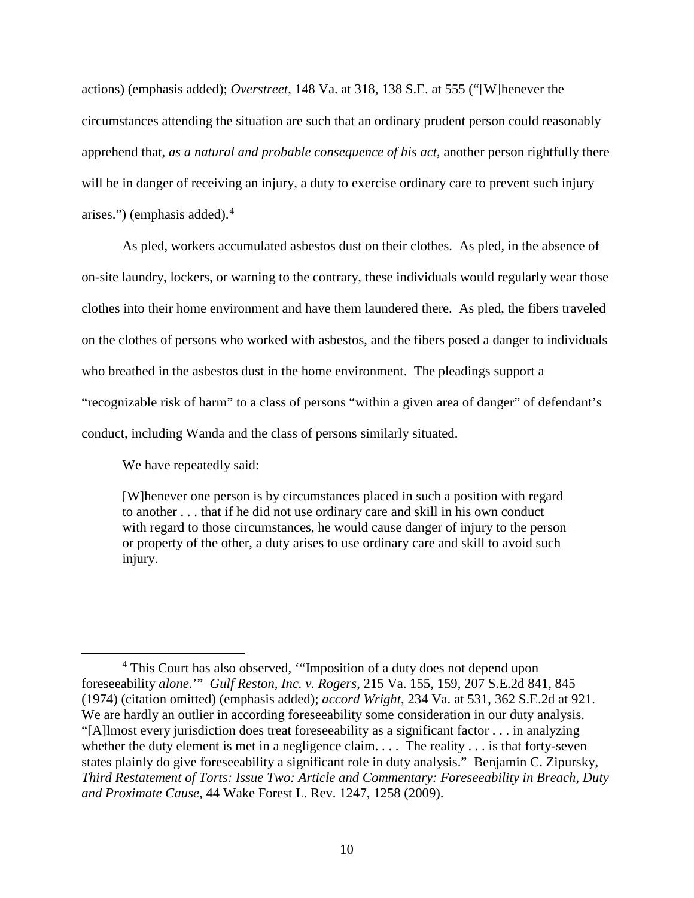actions) (emphasis added); *Overstreet*, 148 Va. at 318, 138 S.E. at 555 ("[W]henever the circumstances attending the situation are such that an ordinary prudent person could reasonably apprehend that, *as a natural and probable consequence of his act*, another person rightfully there will be in danger of receiving an injury, a duty to exercise ordinary care to prevent such injury arises.") (emphasis added).[4]

As pled, workers accumulated asbestos dust on their clothes. As pled, in the absence of on-site laundry, lockers, or warning to the contrary, these individuals would regularly wear those clothes into their home environment and have them laundered there. As pled, the fibers traveled on the clothes of persons who worked with asbestos, and the fibers posed a danger to individuals who breathed in the asbestos dust in the home environment. The pleadings support a "recognizable risk of harm" to a class of persons "within a given area of danger" of defendant's conduct, including Wanda and the class of persons similarly situated.

We have repeatedly said:

> [W]henever one person is by circumstances placed in such a position with regard to another . . . that if he did not use ordinary care and skill in his own conduct with regard to those circumstances, he would cause danger of injury to the person or property of the other, a duty arises to use ordinary care and skill to avoid such injury.

---

[4] This Court has also observed, '"Imposition of a duty does not depend upon foreseeability *alone*.'" *Gulf Reston, Inc. v. Rogers*, 215 Va. 155, 159, 207 S.E.2d 841, 845 (1974) (citation omitted) (emphasis added); *accord Wright*, 234 Va. at 531, 362 S.E.2d at 921. We are hardly an outlier in according foreseeability some consideration in our duty analysis. "[A]lmost every jurisdiction does treat foreseeability as a significant factor . . . in analyzing whether the duty element is met in a negligence claim. . . . The reality . . . is that forty-seven states plainly do give foreseeability a significant role in duty analysis." Benjamin C. Zipursky, *Third Restatement of Torts: Issue Two: Article and Commentary: Foreseeability in Breach, Duty and Proximate Cause*, 44 Wake Forest L. Rev. 1247, 1258 (2009).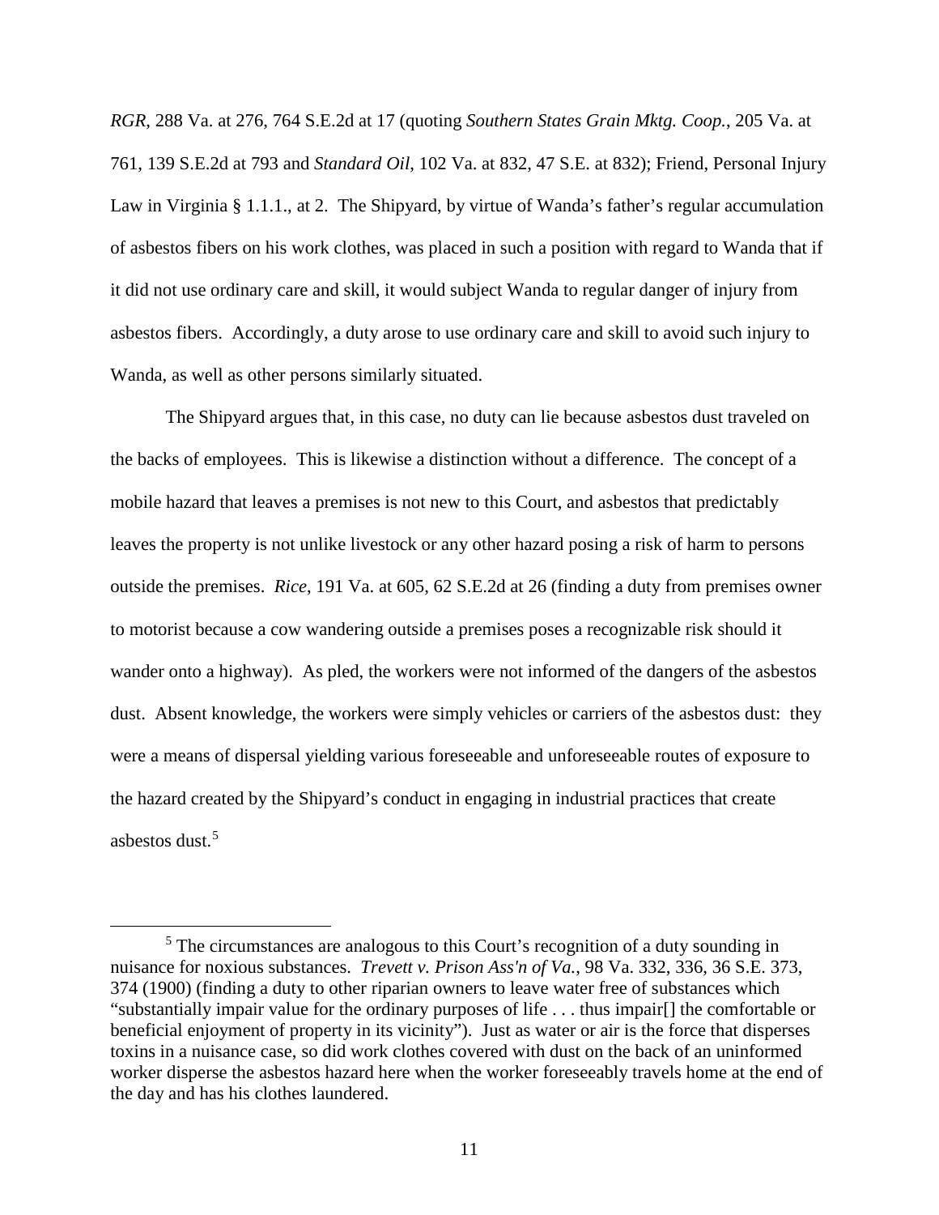*RGR*, 288 Va. at 276, 764 S.E.2d at 17 (quoting *Southern States Grain Mktg. Coop.*, 205 Va. at 761, 139 S.E.2d at 793 and *Standard Oil*, 102 Va. at 832, 47 S.E. at 832); Friend, Personal Injury Law in Virginia § 1.1.1., at 2. The Shipyard, by virtue of Wanda's father's regular accumulation of asbestos fibers on his work clothes, was placed in such a position with regard to Wanda that if it did not use ordinary care and skill, it would subject Wanda to regular danger of injury from asbestos fibers. Accordingly, a duty arose to use ordinary care and skill to avoid such injury to Wanda, as well as other persons similarly situated.

The Shipyard argues that, in this case, no duty can lie because asbestos dust traveled on the backs of employees. This is likewise a distinction without a difference. The concept of a mobile hazard that leaves a premises is not new to this Court, and asbestos that predictably leaves the property is not unlike livestock or any other hazard posing a risk of harm to persons outside the premises. *Rice*, 191 Va. at 605, 62 S.E.2d at 26 (finding a duty from premises owner to motorist because a cow wandering outside a premises poses a recognizable risk should it wander onto a highway). As pled, the workers were not informed of the dangers of the asbestos dust. Absent knowledge, the workers were simply vehicles or carriers of the asbestos dust: they were a means of dispersal yielding various foreseeable and unforeseeable routes of exposure to the hazard created by the Shipyard's conduct in engaging in industrial practices that create asbestos dust.[5]

---

[5] The circumstances are analogous to this Court's recognition of a duty sounding in nuisance for noxious substances. *Trevett v. Prison Ass'n of Va.*, 98 Va. 332, 336, 36 S.E. 373, 374 (1900) (finding a duty to other riparian owners to leave water free of substances which "substantially impair value for the ordinary purposes of life . . . thus impair[] the comfortable or beneficial enjoyment of property in its vicinity"). Just as water or air is the force that disperses toxins in a nuisance case, so did work clothes covered with dust on the back of an uninformed worker disperse the asbestos hazard here when the worker foreseeably travels home at the end of the day and has his clothes laundered.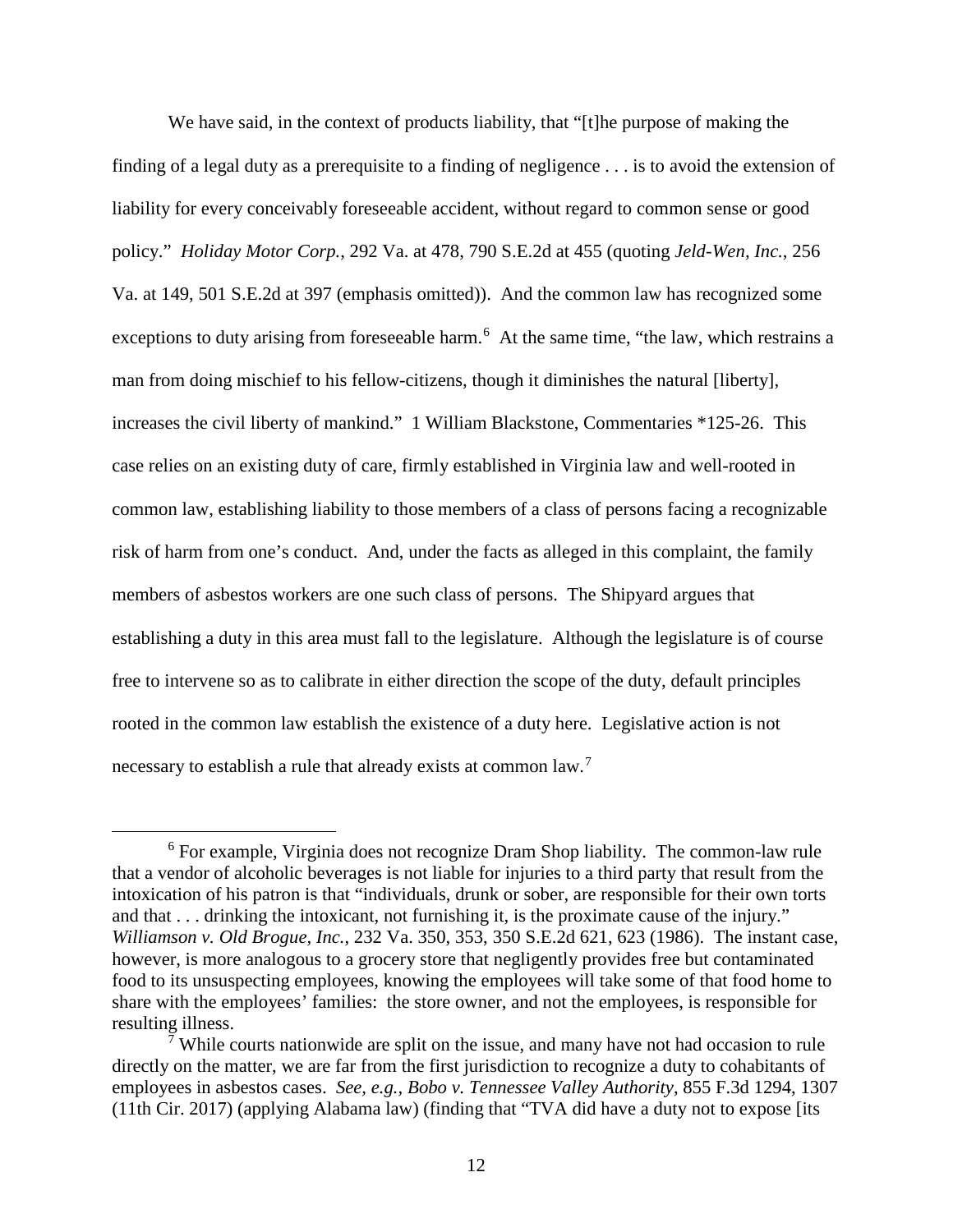We have said, in the context of products liability, that "[t]he purpose of making the finding of a legal duty as a prerequisite to a finding of negligence . . . is to avoid the extension of liability for every conceivably foreseeable accident, without regard to common sense or good policy." *Holiday Motor Corp.*, 292 Va. at 478, 790 S.E.2d at 455 (quoting *Jeld-Wen, Inc.*, 256 Va. at 149, 501 S.E.2d at 397 (emphasis omitted)). And the common law has recognized some exceptions to duty arising from foreseeable harm.[6] At the same time, "the law, which restrains a man from doing mischief to his fellow-citizens, though it diminishes the natural [liberty], increases the civil liberty of mankind." 1 William Blackstone, Commentaries *125-26. This case relies on an existing duty of care, firmly established in Virginia law and well-rooted in common law, establishing liability to those members of a class of persons facing a recognizable risk of harm from one's conduct. And, under the facts as alleged in this complaint, the family members of asbestos workers are one such class of persons. The Shipyard argues that establishing a duty in this area must fall to the legislature. Although the legislature is of course free to intervene so as to calibrate in either direction the scope of the duty, default principles rooted in the common law establish the existence of a duty here. Legislative action is not necessary to establish a rule that already exists at common law.[7]

---

[6] For example, Virginia does not recognize Dram Shop liability. The common-law rule that a vendor of alcoholic beverages is not liable for injuries to a third party that result from the intoxication of his patron is that "individuals, drunk or sober, are responsible for their own torts and that . . . drinking the intoxicant, not furnishing it, is the proximate cause of the injury." *Williamson v. Old Brogue, Inc.*, 232 Va. 350, 353, 350 S.E.2d 621, 623 (1986). The instant case, however, is more analogous to a grocery store that negligently provides free but contaminated food to its unsuspecting employees, knowing the employees will take some of that food home to share with the employees' families: the store owner, and not the employees, is responsible for resulting illness.

[7] While courts nationwide are split on the issue, and many have not had occasion to rule directly on the matter, we are far from the first jurisdiction to recognize a duty to cohabitants of employees in asbestos cases. *See, e.g.*, *Bobo v. Tennessee Valley Authority*, 855 F.3d 1294, 1307 (11th Cir. 2017) (applying Alabama law) (finding that "TVA did have a duty not to expose [its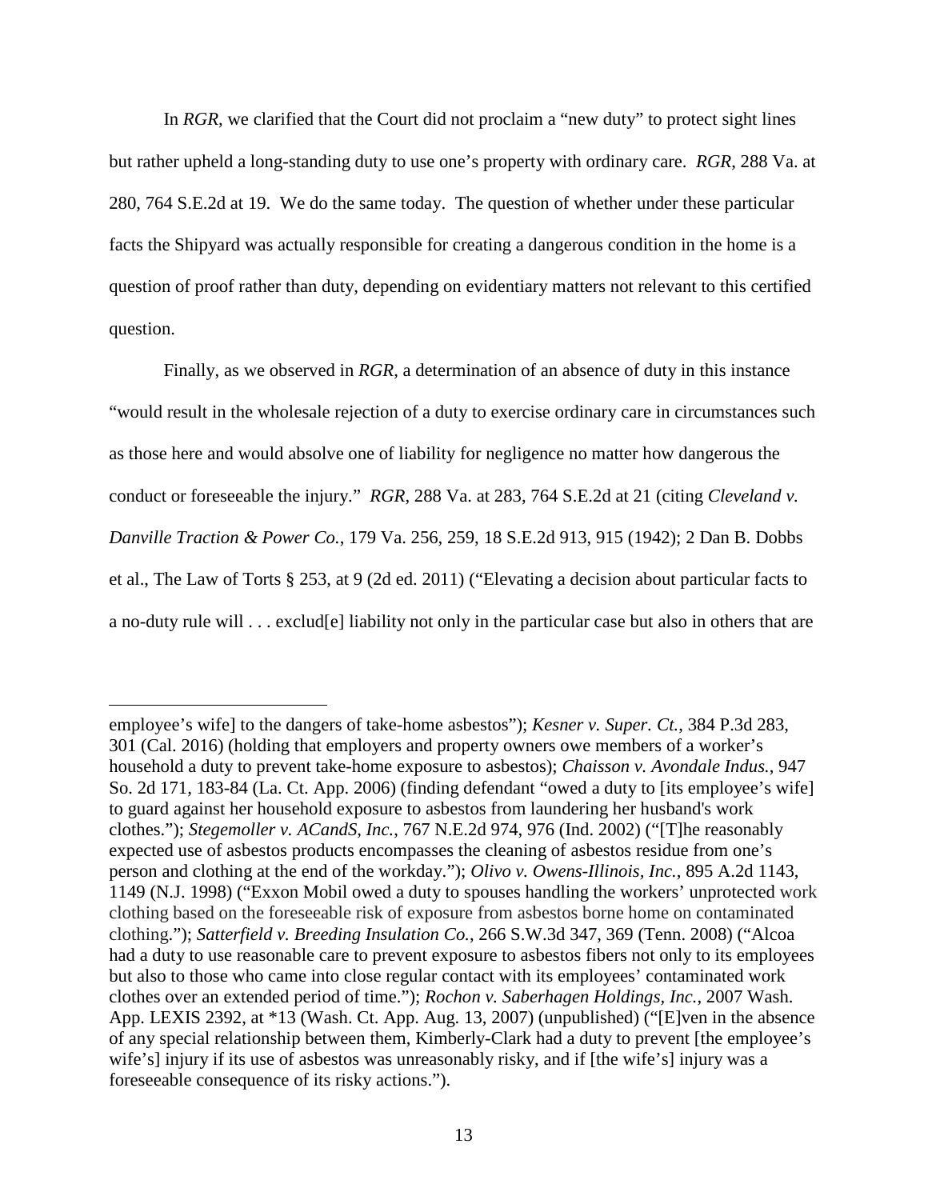In *RGR*, we clarified that the Court did not proclaim a "new duty" to protect sight lines but rather upheld a long-standing duty to use one's property with ordinary care. *RGR*, 288 Va. at 280, 764 S.E.2d at 19. We do the same today. The question of whether under these particular facts the Shipyard was actually responsible for creating a dangerous condition in the home is a question of proof rather than duty, depending on evidentiary matters not relevant to this certified question.

Finally, as we observed in *RGR*, a determination of an absence of duty in this instance "would result in the wholesale rejection of a duty to exercise ordinary care in circumstances such as those here and would absolve one of liability for negligence no matter how dangerous the conduct or foreseeable the injury." *RGR*, 288 Va. at 283, 764 S.E.2d at 21 (citing *Cleveland v. Danville Traction & Power Co.*, 179 Va. 256, 259, 18 S.E.2d 913, 915 (1942); 2 Dan B. Dobbs et al., The Law of Torts § 253, at 9 (2d ed. 2011) ("Elevating a decision about particular facts to a no-duty rule will . . . exclud[e] liability not only in the particular case but also in others that are

---

employee's wife] to the dangers of take-home asbestos"); *Kesner v. Super. Ct.*, 384 P.3d 283, 301 (Cal. 2016) (holding that employers and property owners owe members of a worker's household a duty to prevent take-home exposure to asbestos); *Chaisson v. Avondale Indus.*, 947 So. 2d 171, 183-84 (La. Ct. App. 2006) (finding defendant "owed a duty to [its employee's wife] to guard against her household exposure to asbestos from laundering her husband's work clothes."); *Stegemoller v. ACandS, Inc.*, 767 N.E.2d 974, 976 (Ind. 2002) ("[T]he reasonably expected use of asbestos products encompasses the cleaning of asbestos residue from one's person and clothing at the end of the workday."); *Olivo v. Owens-Illinois, Inc.*, 895 A.2d 1143, 1149 (N.J. 1998) ("Exxon Mobil owed a duty to spouses handling the workers' unprotected work clothing based on the foreseeable risk of exposure from asbestos borne home on contaminated clothing."); *Satterfield v. Breeding Insulation Co.*, 266 S.W.3d 347, 369 (Tenn. 2008) ("Alcoa had a duty to use reasonable care to prevent exposure to asbestos fibers not only to its employees but also to those who came into close regular contact with its employees' contaminated work clothes over an extended period of time."); *Rochon v. Saberhagen Holdings, Inc.*, 2007 Wash. App. LEXIS 2392, at *13 (Wash. Ct. App. Aug. 13, 2007) (unpublished) ("[E]ven in the absence of any special relationship between them, Kimberly-Clark had a duty to prevent [the employee's wife's] injury if its use of asbestos was unreasonably risky, and if [the wife's] injury was a foreseeable consequence of its risky actions.").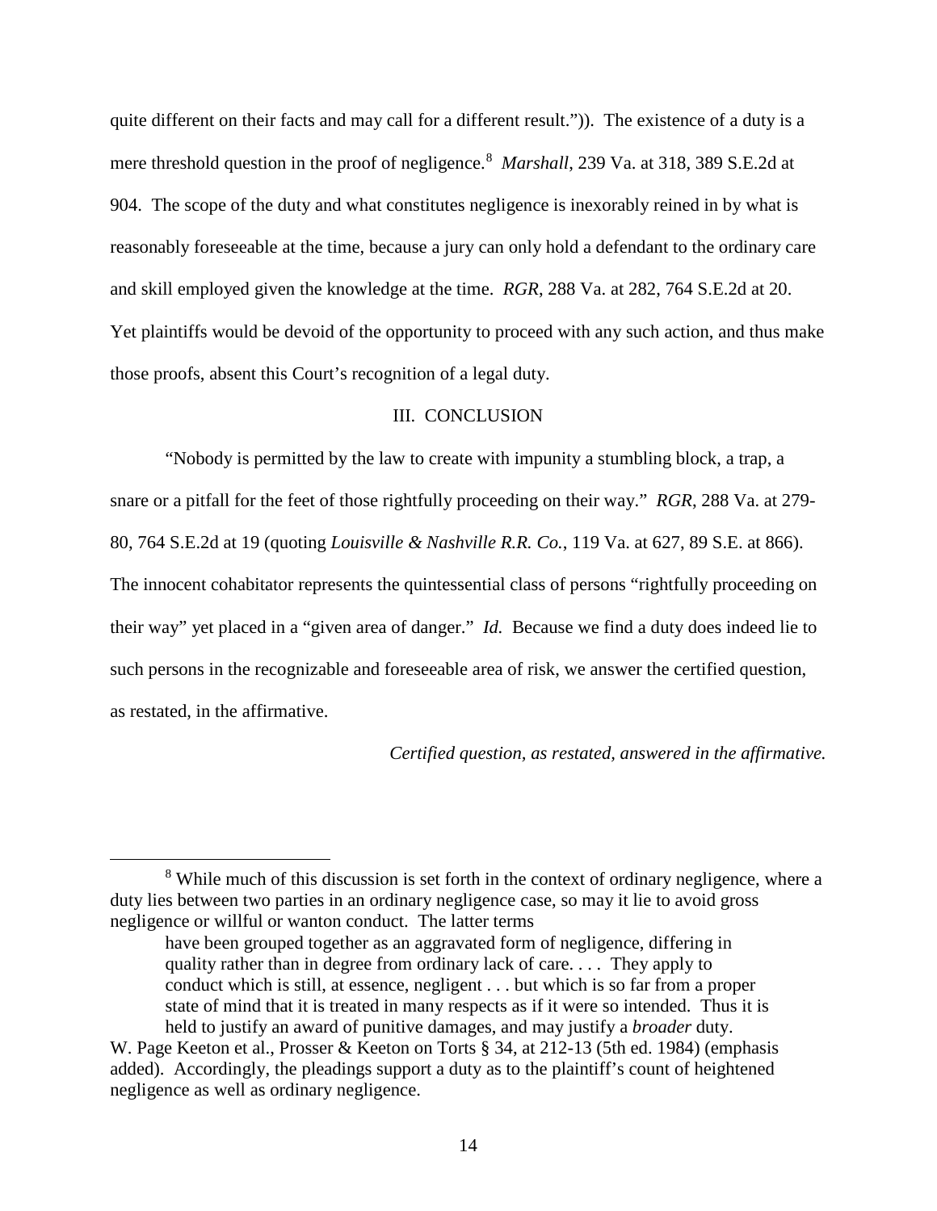quite different on their facts and may call for a different result.")). The existence of a duty is a mere threshold question in the proof of negligence.[8] *Marshall*, 239 Va. at 318, 389 S.E.2d at 904. The scope of the duty and what constitutes negligence is inexorably reined in by what is reasonably foreseeable at the time, because a jury can only hold a defendant to the ordinary care and skill employed given the knowledge at the time. *RGR*, 288 Va. at 282, 764 S.E.2d at 20. Yet plaintiffs would be devoid of the opportunity to proceed with any such action, and thus make those proofs, absent this Court's recognition of a legal duty.

## III. CONCLUSION

"Nobody is permitted by the law to create with impunity a stumbling block, a trap, a snare or a pitfall for the feet of those rightfully proceeding on their way." *RGR*, 288 Va. at 279-80, 764 S.E.2d at 19 (quoting *Louisville & Nashville R.R. Co.*, 119 Va. at 627, 89 S.E. at 866). The innocent cohabitator represents the quintessential class of persons "rightfully proceeding on their way" yet placed in a "given area of danger." *Id.* Because we find a duty does indeed lie to such persons in the recognizable and foreseeable area of risk, we answer the certified question, as restated, in the affirmative.

*Certified question, as restated, answered in the affirmative.*

---

[8] While much of this discussion is set forth in the context of ordinary negligence, where a duty lies between two parties in an ordinary negligence case, so may it lie to avoid gross negligence or willful or wanton conduct. The latter terms

> have been grouped together as an aggravated form of negligence, differing in quality rather than in degree from ordinary lack of care. . . . They apply to conduct which is still, at essence, negligent . . . but which is so far from a proper state of mind that it is treated in many respects as if it were so intended. Thus it is held to justify an award of punitive damages, and may justify a *broader* duty.

W. Page Keeton et al., Prosser & Keeton on Torts § 34, at 212-13 (5th ed. 1984) (emphasis added). Accordingly, the pleadings support a duty as to the plaintiff's count of heightened negligence as well as ordinary negligence.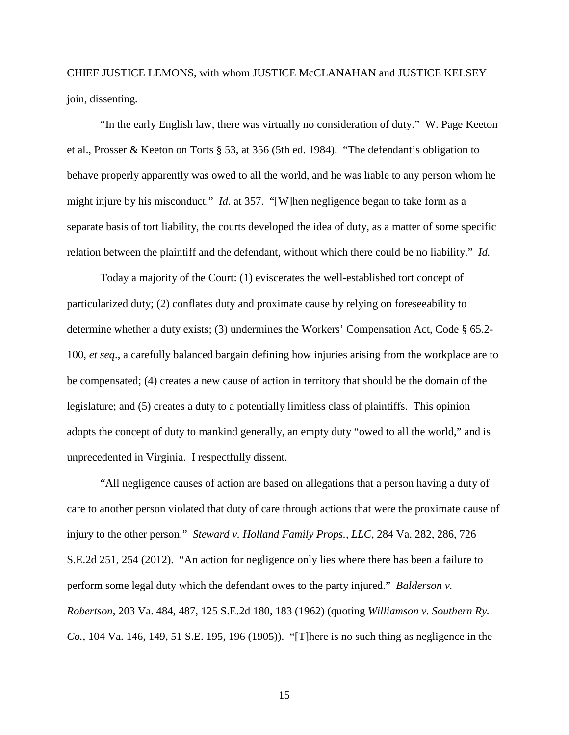CHIEF JUSTICE LEMONS, with whom JUSTICE McCLANAHAN and JUSTICE KELSEY join, dissenting.

"In the early English law, there was virtually no consideration of duty." W. Page Keeton et al., Prosser & Keeton on Torts § 53, at 356 (5th ed. 1984). "The defendant's obligation to behave properly apparently was owed to all the world, and he was liable to any person whom he might injure by his misconduct." *Id.* at 357. "[W]hen negligence began to take form as a separate basis of tort liability, the courts developed the idea of duty, as a matter of some specific relation between the plaintiff and the defendant, without which there could be no liability." *Id.*

Today a majority of the Court: (1) eviscerates the well-established tort concept of particularized duty; (2) conflates duty and proximate cause by relying on foreseeability to determine whether a duty exists; (3) undermines the Workers' Compensation Act, Code § 65.2-100, *et seq*., a carefully balanced bargain defining how injuries arising from the workplace are to be compensated; (4) creates a new cause of action in territory that should be the domain of the legislature; and (5) creates a duty to a potentially limitless class of plaintiffs. This opinion adopts the concept of duty to mankind generally, an empty duty "owed to all the world," and is unprecedented in Virginia. I respectfully dissent.

"All negligence causes of action are based on allegations that a person having a duty of care to another person violated that duty of care through actions that were the proximate cause of injury to the other person." *Steward v. Holland Family Props., LLC*, 284 Va. 282, 286, 726 S.E.2d 251, 254 (2012). "An action for negligence only lies where there has been a failure to perform some legal duty which the defendant owes to the party injured." *Balderson v. Robertson*, 203 Va. 484, 487, 125 S.E.2d 180, 183 (1962) (quoting *Williamson v. Southern Ry. Co.*, 104 Va. 146, 149, 51 S.E. 195, 196 (1905)). "[T]here is no such thing as negligence in the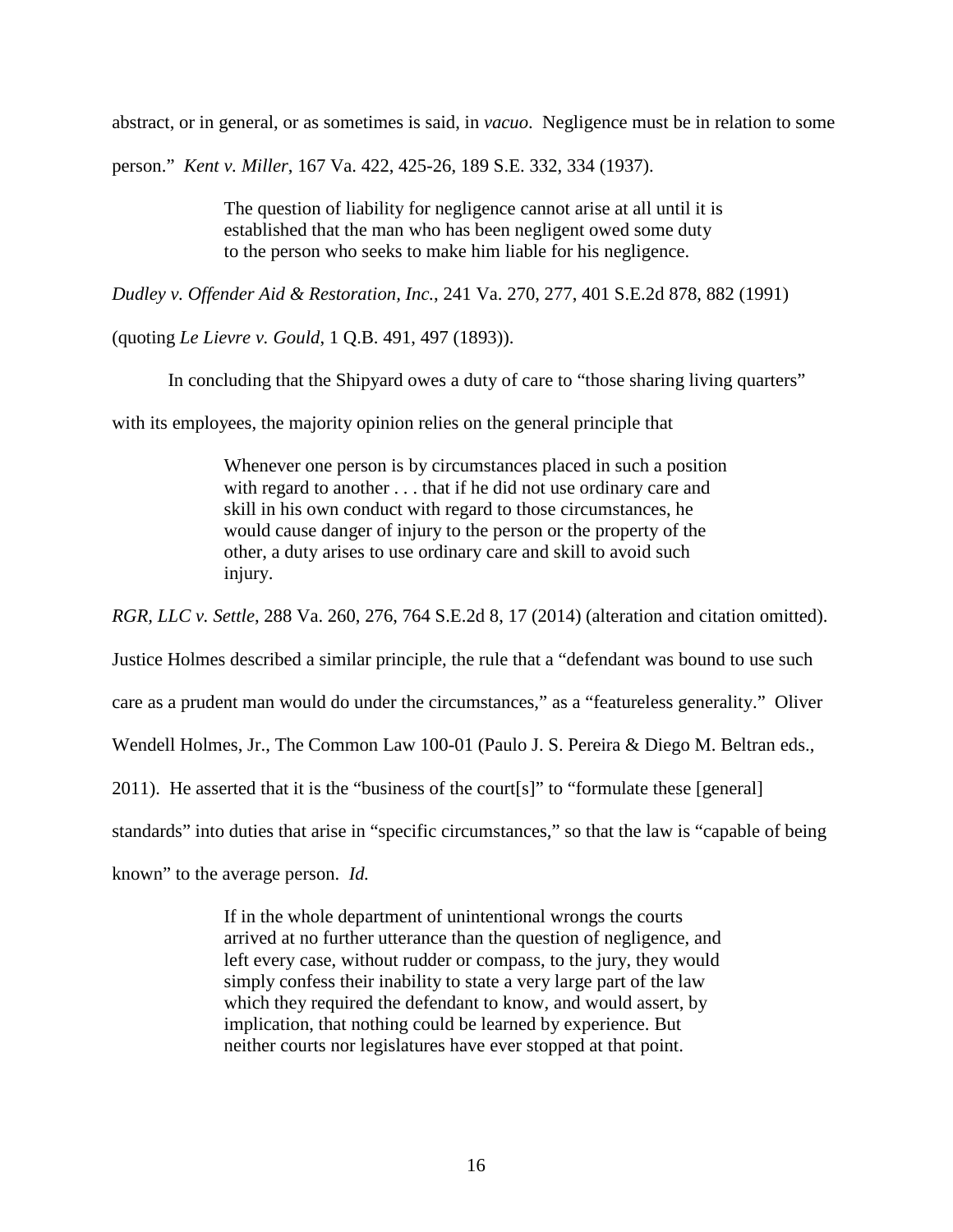abstract, or in general, or as sometimes is said, in *vacuo*. Negligence must be in relation to some person." *Kent v. Miller*, 167 Va. 422, 425-26, 189 S.E. 332, 334 (1937).

> The question of liability for negligence cannot arise at all until it is established that the man who has been negligent owed some duty to the person who seeks to make him liable for his negligence.

*Dudley v. Offender Aid & Restoration, Inc.*, 241 Va. 270, 277, 401 S.E.2d 878, 882 (1991) (quoting *Le Lievre v. Gould*, 1 Q.B. 491, 497 (1893)).

In concluding that the Shipyard owes a duty of care to "those sharing living quarters" with its employees, the majority opinion relies on the general principle that

> Whenever one person is by circumstances placed in such a position with regard to another . . . that if he did not use ordinary care and skill in his own conduct with regard to those circumstances, he would cause danger of injury to the person or the property of the other, a duty arises to use ordinary care and skill to avoid such injury.

*RGR, LLC v. Settle*, 288 Va. 260, 276, 764 S.E.2d 8, 17 (2014) (alteration and citation omitted). Justice Holmes described a similar principle, the rule that a "defendant was bound to use such care as a prudent man would do under the circumstances," as a "featureless generality." Oliver Wendell Holmes, Jr., The Common Law 100-01 (Paulo J. S. Pereira & Diego M. Beltran eds., 2011). He asserted that it is the "business of the court[s]" to "formulate these [general] standards" into duties that arise in "specific circumstances," so that the law is "capable of being known" to the average person. *Id.*

> If in the whole department of unintentional wrongs the courts arrived at no further utterance than the question of negligence, and left every case, without rudder or compass, to the jury, they would simply confess their inability to state a very large part of the law which they required the defendant to know, and would assert, by implication, that nothing could be learned by experience. But neither courts nor legislatures have ever stopped at that point.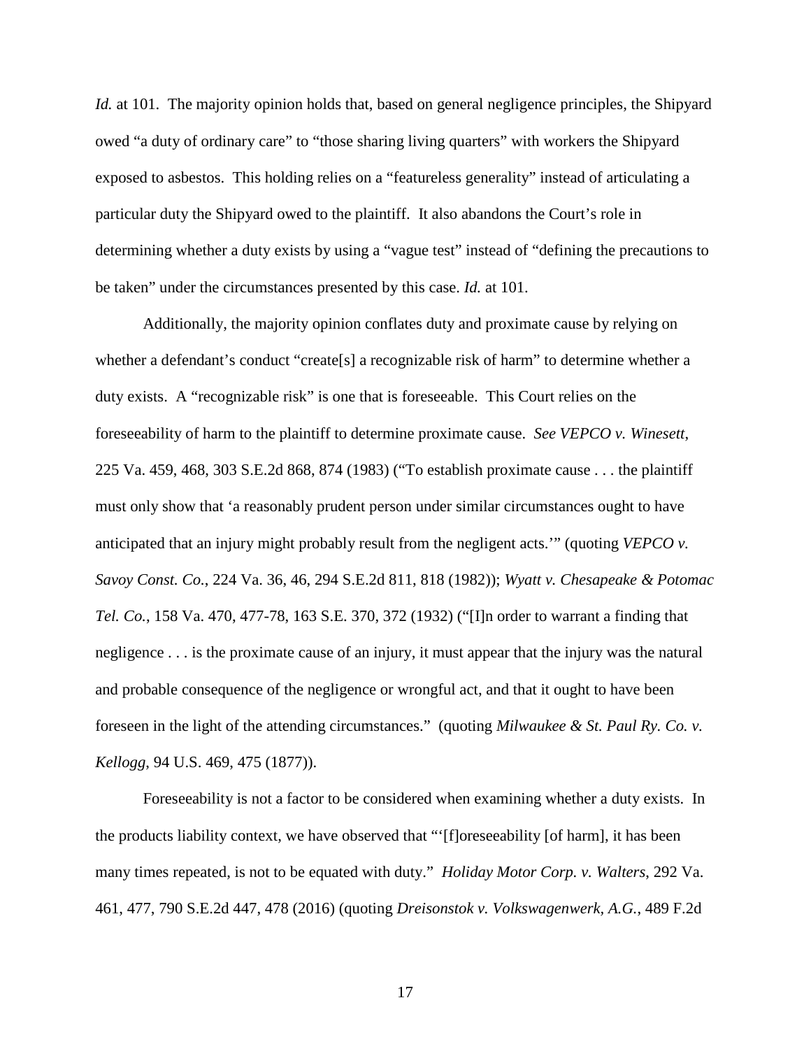*Id.* at 101. The majority opinion holds that, based on general negligence principles, the Shipyard owed "a duty of ordinary care" to "those sharing living quarters" with workers the Shipyard exposed to asbestos. This holding relies on a "featureless generality" instead of articulating a particular duty the Shipyard owed to the plaintiff. It also abandons the Court's role in determining whether a duty exists by using a "vague test" instead of "defining the precautions to be taken" under the circumstances presented by this case. *Id.* at 101.

Additionally, the majority opinion conflates duty and proximate cause by relying on whether a defendant's conduct "create[s] a recognizable risk of harm" to determine whether a duty exists. A "recognizable risk" is one that is foreseeable. This Court relies on the foreseeability of harm to the plaintiff to determine proximate cause. *See VEPCO v. Winesett*, 225 Va. 459, 468, 303 S.E.2d 868, 874 (1983) ("To establish proximate cause . . . the plaintiff must only show that 'a reasonably prudent person under similar circumstances ought to have anticipated that an injury might probably result from the negligent acts.'" (quoting *VEPCO v. Savoy Const. Co.*, 224 Va. 36, 46, 294 S.E.2d 811, 818 (1982)); *Wyatt v. Chesapeake & Potomac Tel. Co.*, 158 Va. 470, 477-78, 163 S.E. 370, 372 (1932) ("[I]n order to warrant a finding that negligence . . . is the proximate cause of an injury, it must appear that the injury was the natural and probable consequence of the negligence or wrongful act, and that it ought to have been foreseen in the light of the attending circumstances." (quoting *Milwaukee & St. Paul Ry. Co. v. Kellogg*, 94 U.S. 469, 475 (1877)).

Foreseeability is not a factor to be considered when examining whether a duty exists. In the products liability context, we have observed that "'[f]oreseeability [of harm], it has been many times repeated, is not to be equated with duty." *Holiday Motor Corp. v. Walters*, 292 Va. 461, 477, 790 S.E.2d 447, 478 (2016) (quoting *Dreisonstok v. Volkswagenwerk, A.G.*, 489 F.2d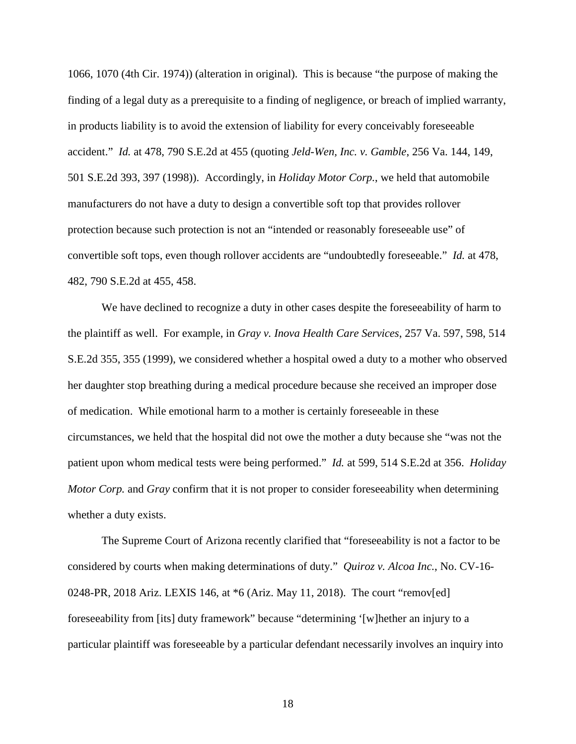1066, 1070 (4th Cir. 1974)) (alteration in original). This is because "the purpose of making the finding of a legal duty as a prerequisite to a finding of negligence, or breach of implied warranty, in products liability is to avoid the extension of liability for every conceivably foreseeable accident." *Id.* at 478, 790 S.E.2d at 455 (quoting *Jeld-Wen, Inc. v. Gamble*, 256 Va. 144, 149, 501 S.E.2d 393, 397 (1998)). Accordingly, in *Holiday Motor Corp.*, we held that automobile manufacturers do not have a duty to design a convertible soft top that provides rollover protection because such protection is not an "intended or reasonably foreseeable use" of convertible soft tops, even though rollover accidents are "undoubtedly foreseeable." *Id.* at 478, 482, 790 S.E.2d at 455, 458.

We have declined to recognize a duty in other cases despite the foreseeability of harm to the plaintiff as well. For example, in *Gray v. Inova Health Care Services*, 257 Va. 597, 598, 514 S.E.2d 355, 355 (1999), we considered whether a hospital owed a duty to a mother who observed her daughter stop breathing during a medical procedure because she received an improper dose of medication. While emotional harm to a mother is certainly foreseeable in these circumstances, we held that the hospital did not owe the mother a duty because she "was not the patient upon whom medical tests were being performed." *Id.* at 599, 514 S.E.2d at 356. *Holiday Motor Corp.* and *Gray* confirm that it is not proper to consider foreseeability when determining whether a duty exists.

The Supreme Court of Arizona recently clarified that "foreseeability is not a factor to be considered by courts when making determinations of duty." *Quiroz v. Alcoa Inc.*, No. CV-16-0248-PR, 2018 Ariz. LEXIS 146, at *6 (Ariz. May 11, 2018). The court "remov[ed] foreseeability from [its] duty framework" because "determining '[w]hether an injury to a particular plaintiff was foreseeable by a particular defendant necessarily involves an inquiry into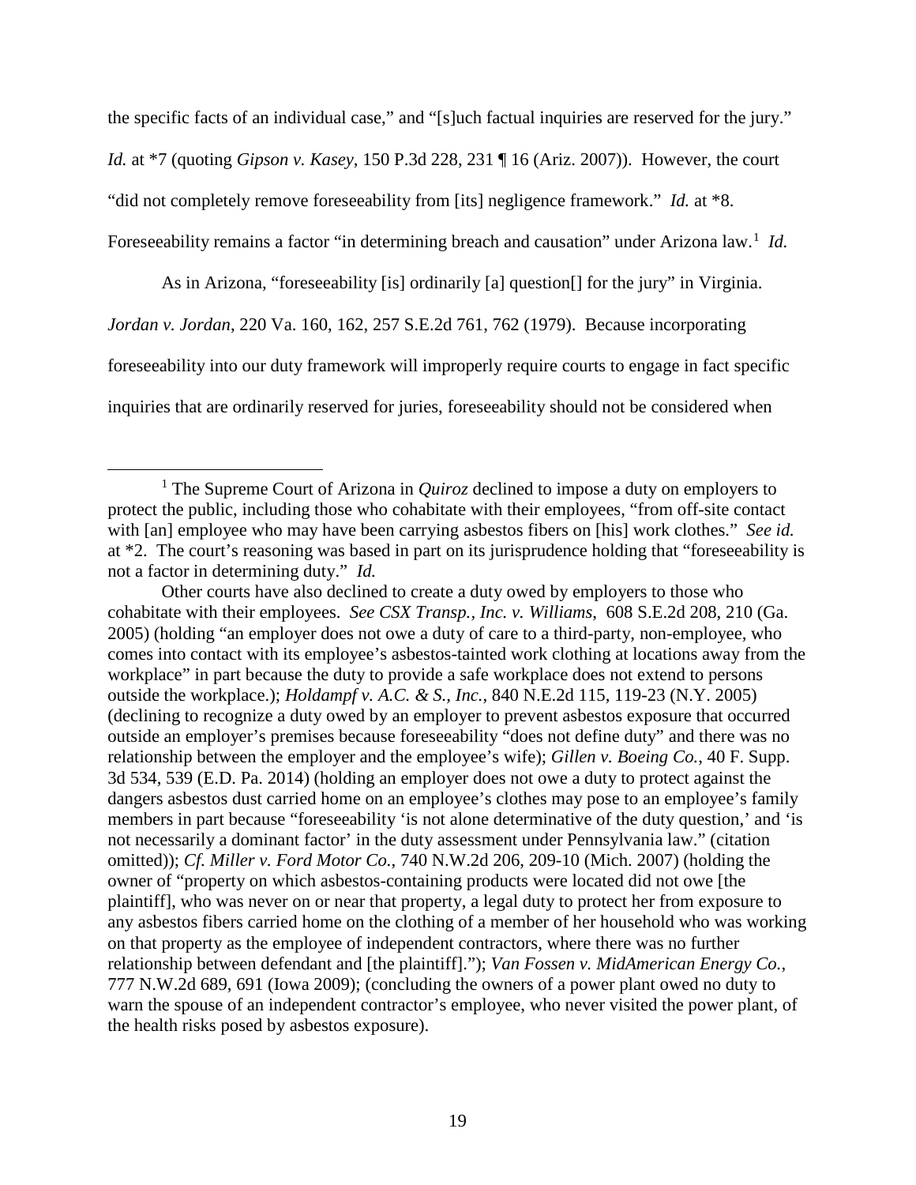the specific facts of an individual case," and "[s]uch factual inquiries are reserved for the jury." *Id.* at *7 (quoting *Gipson v. Kasey*, 150 P.3d 228, 231 ¶ 16 (Ariz. 2007)). However, the court "did not completely remove foreseeability from [its] negligence framework." *Id.* at *8. Foreseeability remains a factor "in determining breach and causation" under Arizona law.[1] *Id.*

As in Arizona, "foreseeability [is] ordinarily [a] question[] for the jury" in Virginia. *Jordan v. Jordan*, 220 Va. 160, 162, 257 S.E.2d 761, 762 (1979). Because incorporating foreseeability into our duty framework will improperly require courts to engage in fact specific inquiries that are ordinarily reserved for juries, foreseeability should not be considered when

---

[1] The Supreme Court of Arizona in *Quiroz* declined to impose a duty on employers to protect the public, including those who cohabitate with their employees, "from off-site contact with [an] employee who may have been carrying asbestos fibers on [his] work clothes." *See id.* at *2. The court's reasoning was based in part on its jurisprudence holding that "foreseeability is not a factor in determining duty." *Id.*

Other courts have also declined to create a duty owed by employers to those who cohabitate with their employees. *See CSX Transp., Inc. v. Williams*, 608 S.E.2d 208, 210 (Ga. 2005) (holding "an employer does not owe a duty of care to a third-party, non-employee, who comes into contact with its employee's asbestos-tainted work clothing at locations away from the workplace" in part because the duty to provide a safe workplace does not extend to persons outside the workplace.); *Holdampf v. A.C. & S., Inc.*, 840 N.E.2d 115, 119-23 (N.Y. 2005) (declining to recognize a duty owed by an employer to prevent asbestos exposure that occurred outside an employer's premises because foreseeability "does not define duty" and there was no relationship between the employer and the employee's wife); *Gillen v. Boeing Co.*, 40 F. Supp. 3d 534, 539 (E.D. Pa. 2014) (holding an employer does not owe a duty to protect against the dangers asbestos dust carried home on an employee's clothes may pose to an employee's family members in part because "foreseeability 'is not alone determinative of the duty question,' and 'is not necessarily a dominant factor' in the duty assessment under Pennsylvania law." (citation omitted)); *Cf. Miller v. Ford Motor Co.*, 740 N.W.2d 206, 209-10 (Mich. 2007) (holding the owner of "property on which asbestos-containing products were located did not owe [the plaintiff], who was never on or near that property, a legal duty to protect her from exposure to any asbestos fibers carried home on the clothing of a member of her household who was working on that property as the employee of independent contractors, where there was no further relationship between defendant and [the plaintiff]."); *Van Fossen v. MidAmerican Energy Co.*, 777 N.W.2d 689, 691 (Iowa 2009); (concluding the owners of a power plant owed no duty to warn the spouse of an independent contractor's employee, who never visited the power plant, of the health risks posed by asbestos exposure).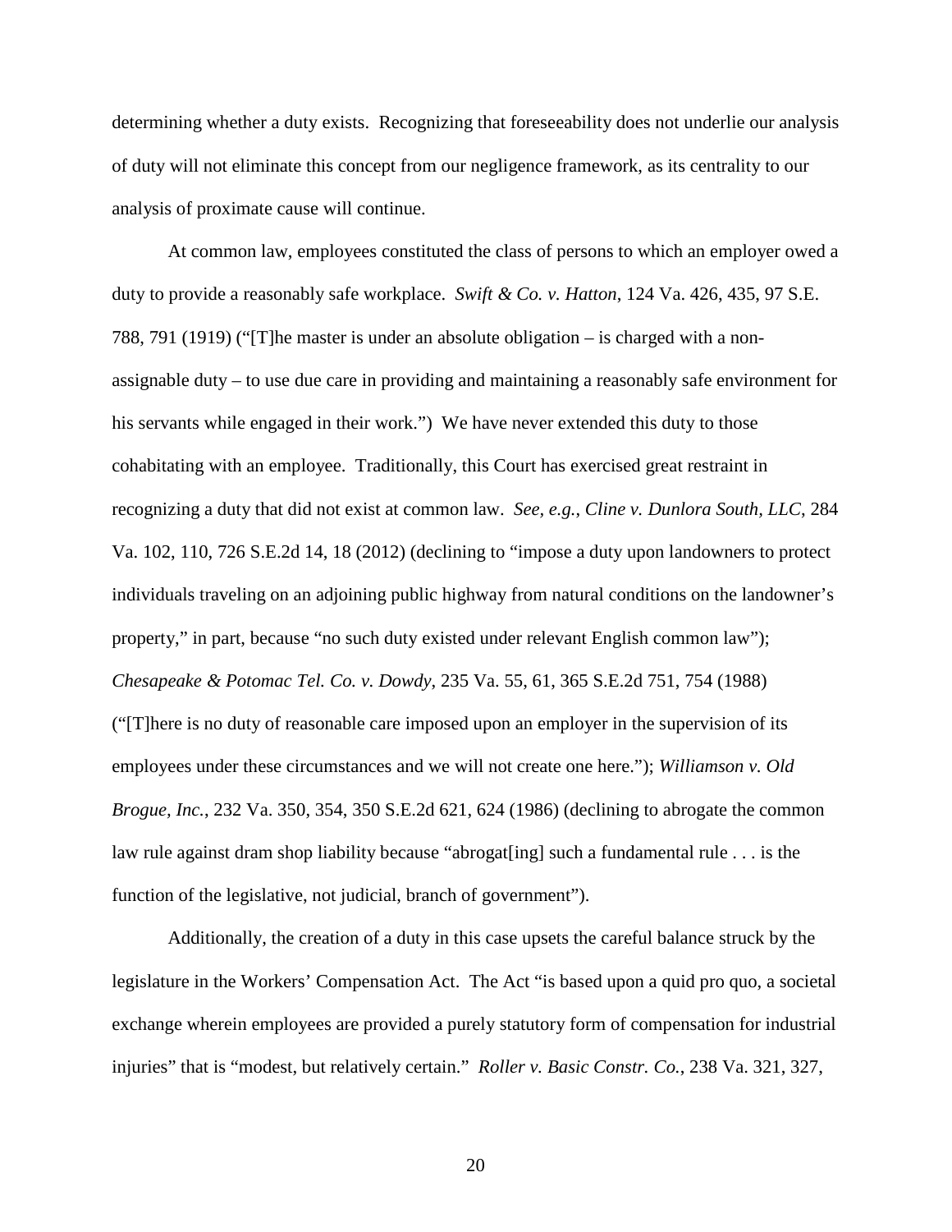determining whether a duty exists. Recognizing that foreseeability does not underlie our analysis of duty will not eliminate this concept from our negligence framework, as its centrality to our analysis of proximate cause will continue.

At common law, employees constituted the class of persons to which an employer owed a duty to provide a reasonably safe workplace. *Swift & Co. v. Hatton*, 124 Va. 426, 435, 97 S.E. 788, 791 (1919) ("[T]he master is under an absolute obligation – is charged with a non-assignable duty – to use due care in providing and maintaining a reasonably safe environment for his servants while engaged in their work.") We have never extended this duty to those cohabitating with an employee. Traditionally, this Court has exercised great restraint in recognizing a duty that did not exist at common law. *See, e.g.*, *Cline v. Dunlora South, LLC*, 284 Va. 102, 110, 726 S.E.2d 14, 18 (2012) (declining to "impose a duty upon landowners to protect individuals traveling on an adjoining public highway from natural conditions on the landowner's property," in part, because "no such duty existed under relevant English common law"); *Chesapeake & Potomac Tel. Co. v. Dowdy*, 235 Va. 55, 61, 365 S.E.2d 751, 754 (1988) ("[T]here is no duty of reasonable care imposed upon an employer in the supervision of its employees under these circumstances and we will not create one here."); *Williamson v. Old Brogue, Inc.*, 232 Va. 350, 354, 350 S.E.2d 621, 624 (1986) (declining to abrogate the common law rule against dram shop liability because "abrogat[ing] such a fundamental rule . . . is the function of the legislative, not judicial, branch of government").

Additionally, the creation of a duty in this case upsets the careful balance struck by the legislature in the Workers' Compensation Act. The Act "is based upon a quid pro quo, a societal exchange wherein employees are provided a purely statutory form of compensation for industrial injuries" that is "modest, but relatively certain." *Roller v. Basic Constr. Co.*, 238 Va. 321, 327,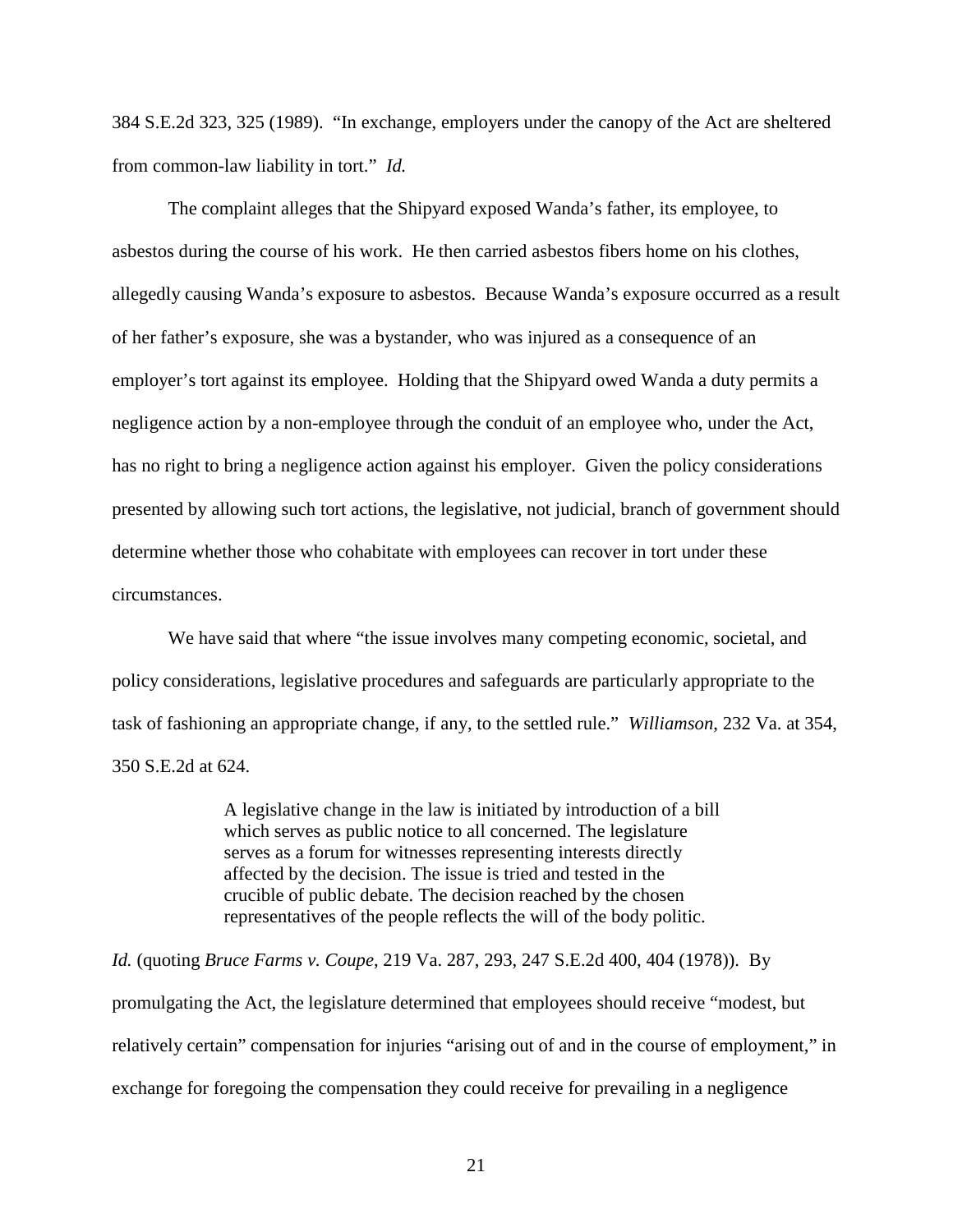384 S.E.2d 323, 325 (1989). "In exchange, employers under the canopy of the Act are sheltered from common-law liability in tort." *Id.*

The complaint alleges that the Shipyard exposed Wanda's father, its employee, to asbestos during the course of his work. He then carried asbestos fibers home on his clothes, allegedly causing Wanda's exposure to asbestos. Because Wanda's exposure occurred as a result of her father's exposure, she was a bystander, who was injured as a consequence of an employer's tort against its employee. Holding that the Shipyard owed Wanda a duty permits a negligence action by a non-employee through the conduit of an employee who, under the Act, has no right to bring a negligence action against his employer. Given the policy considerations presented by allowing such tort actions, the legislative, not judicial, branch of government should determine whether those who cohabitate with employees can recover in tort under these circumstances.

We have said that where "the issue involves many competing economic, societal, and policy considerations, legislative procedures and safeguards are particularly appropriate to the task of fashioning an appropriate change, if any, to the settled rule." *Williamson*, 232 Va. at 354, 350 S.E.2d at 624.

> A legislative change in the law is initiated by introduction of a bill which serves as public notice to all concerned. The legislature serves as a forum for witnesses representing interests directly affected by the decision. The issue is tried and tested in the crucible of public debate. The decision reached by the chosen representatives of the people reflects the will of the body politic.

*Id.* (quoting *Bruce Farms v. Coupe*, 219 Va. 287, 293, 247 S.E.2d 400, 404 (1978)). By promulgating the Act, the legislature determined that employees should receive "modest, but relatively certain" compensation for injuries "arising out of and in the course of employment," in exchange for foregoing the compensation they could receive for prevailing in a negligence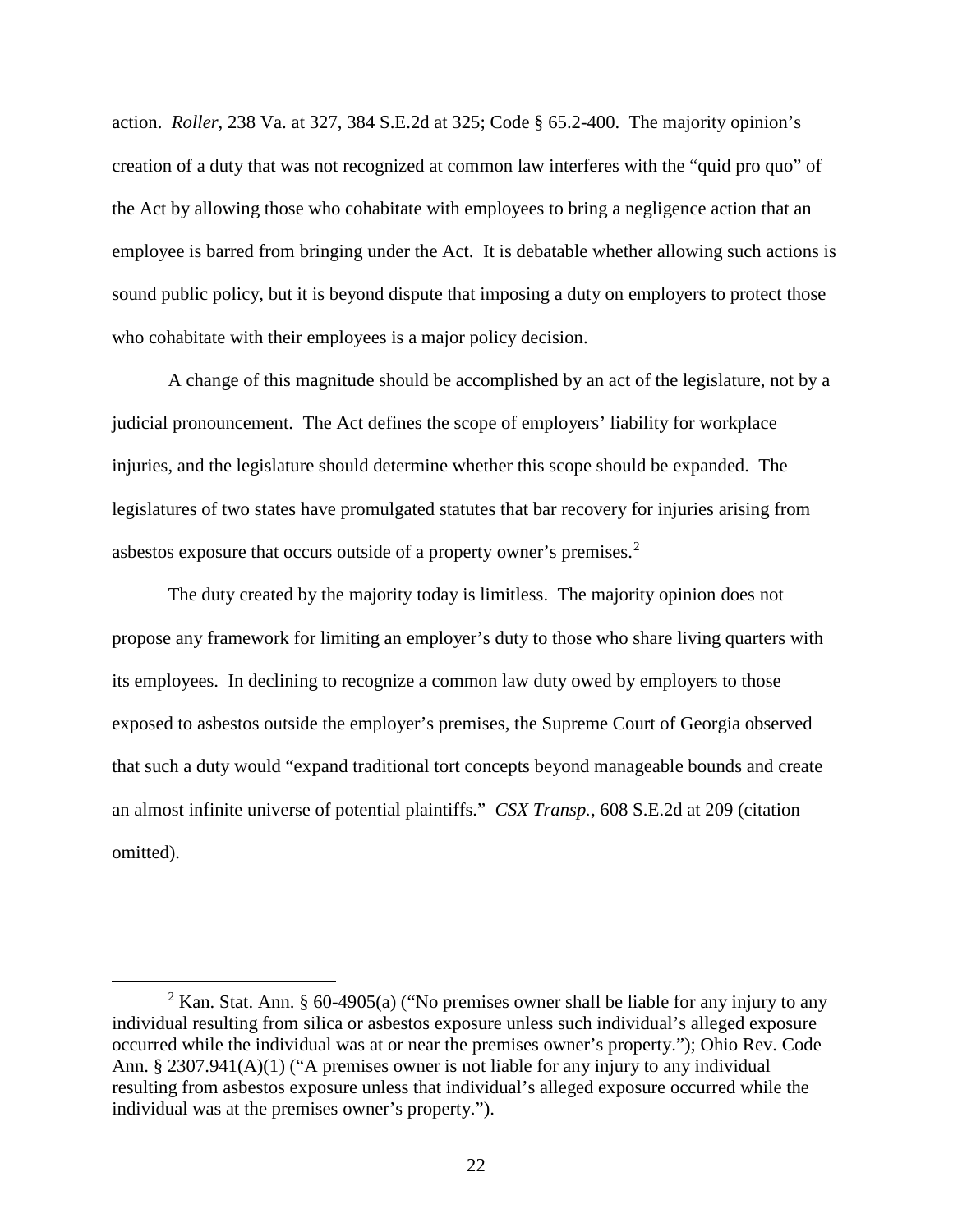action. *Roller*, 238 Va. at 327, 384 S.E.2d at 325; Code § 65.2-400. The majority opinion's creation of a duty that was not recognized at common law interferes with the "quid pro quo" of the Act by allowing those who cohabitate with employees to bring a negligence action that an employee is barred from bringing under the Act. It is debatable whether allowing such actions is sound public policy, but it is beyond dispute that imposing a duty on employers to protect those who cohabitate with their employees is a major policy decision.

A change of this magnitude should be accomplished by an act of the legislature, not by a judicial pronouncement. The Act defines the scope of employers' liability for workplace injuries, and the legislature should determine whether this scope should be expanded. The legislatures of two states have promulgated statutes that bar recovery for injuries arising from asbestos exposure that occurs outside of a property owner's premises.[2]

The duty created by the majority today is limitless. The majority opinion does not propose any framework for limiting an employer's duty to those who share living quarters with its employees. In declining to recognize a common law duty owed by employers to those exposed to asbestos outside the employer's premises, the Supreme Court of Georgia observed that such a duty would "expand traditional tort concepts beyond manageable bounds and create an almost infinite universe of potential plaintiffs." *CSX Transp.*, 608 S.E.2d at 209 (citation omitted).

---

[2] Kan. Stat. Ann. § 60-4905(a) ("No premises owner shall be liable for any injury to any individual resulting from silica or asbestos exposure unless such individual's alleged exposure occurred while the individual was at or near the premises owner's property."); Ohio Rev. Code Ann. § 2307.941(A)(1) ("A premises owner is not liable for any injury to any individual resulting from asbestos exposure unless that individual's alleged exposure occurred while the individual was at the premises owner's property.").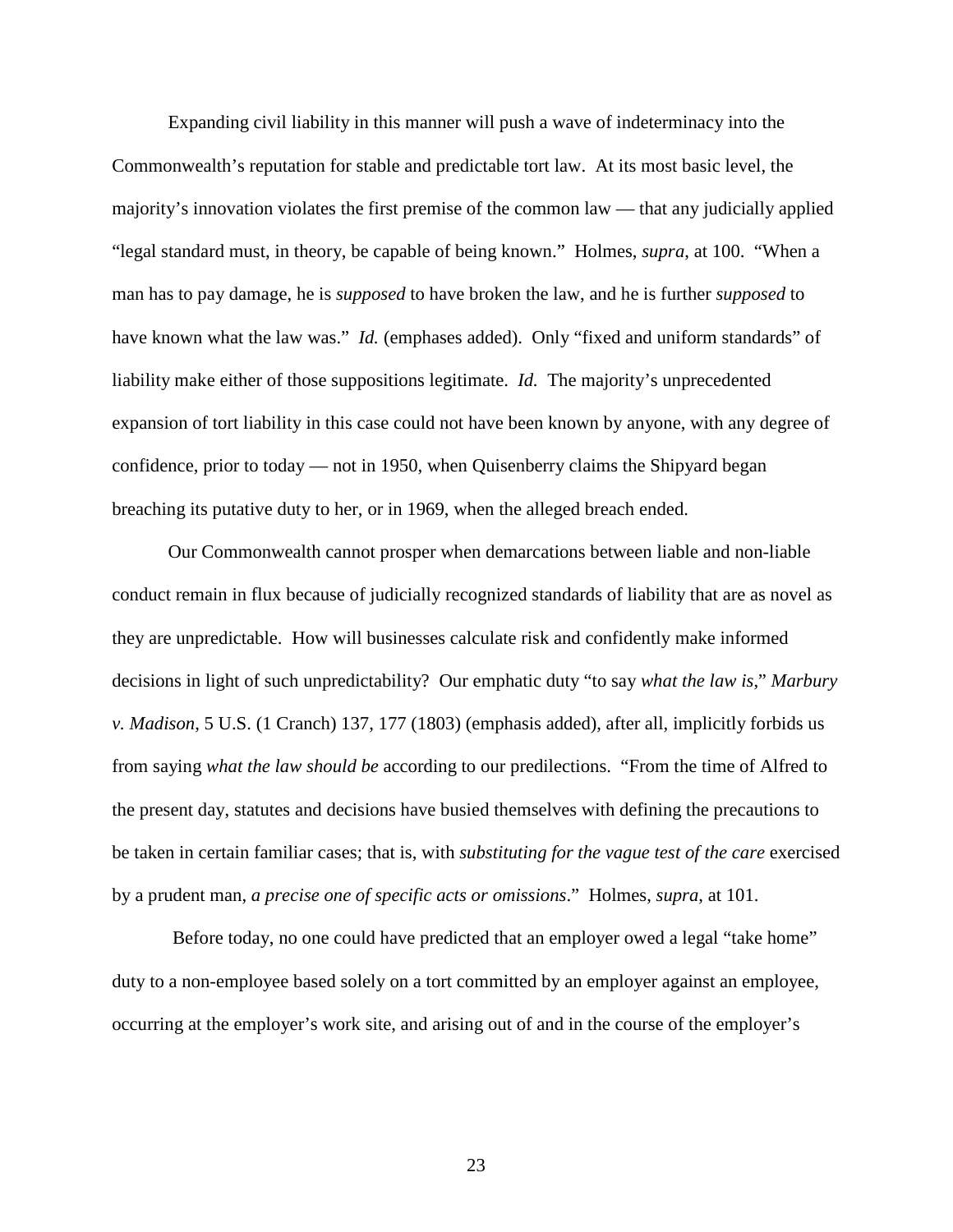Expanding civil liability in this manner will push a wave of indeterminacy into the Commonwealth's reputation for stable and predictable tort law. At its most basic level, the majority's innovation violates the first premise of the common law — that any judicially applied "legal standard must, in theory, be capable of being known." Holmes, *supra*, at 100. "When a man has to pay damage, he is *supposed* to have broken the law, and he is further *supposed* to have known what the law was." *Id.* (emphases added). Only "fixed and uniform standards" of liability make either of those suppositions legitimate. *Id.* The majority's unprecedented expansion of tort liability in this case could not have been known by anyone, with any degree of confidence, prior to today — not in 1950, when Quisenberry claims the Shipyard began breaching its putative duty to her, or in 1969, when the alleged breach ended.

Our Commonwealth cannot prosper when demarcations between liable and non-liable conduct remain in flux because of judicially recognized standards of liability that are as novel as they are unpredictable. How will businesses calculate risk and confidently make informed decisions in light of such unpredictability? Our emphatic duty "to say *what the law is*," *Marbury v. Madison*, 5 U.S. (1 Cranch) 137, 177 (1803) (emphasis added), after all, implicitly forbids us from saying *what the law should be* according to our predilections. "From the time of Alfred to the present day, statutes and decisions have busied themselves with defining the precautions to be taken in certain familiar cases; that is, with *substituting for the vague test of the care* exercised by a prudent man, *a precise one of specific acts or omissions*." Holmes, *supra*, at 101.

Before today, no one could have predicted that an employer owed a legal "take home" duty to a non-employee based solely on a tort committed by an employer against an employee, occurring at the employer's work site, and arising out of and in the course of the employer's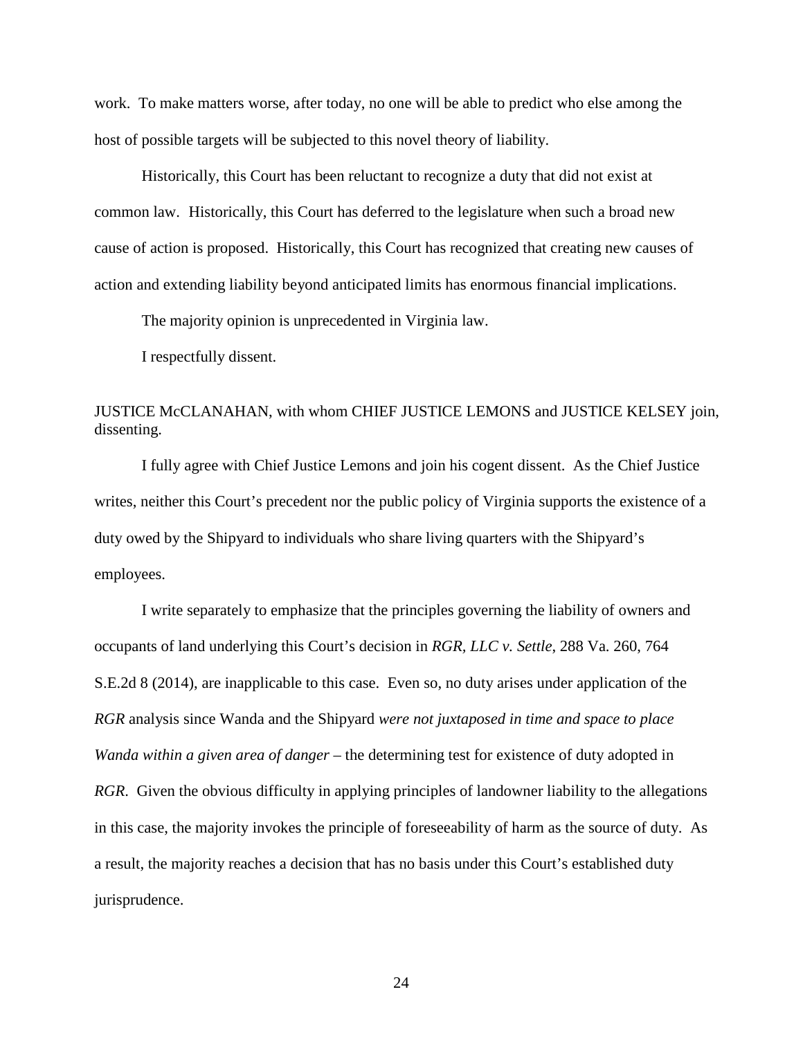work. To make matters worse, after today, no one will be able to predict who else among the host of possible targets will be subjected to this novel theory of liability.

Historically, this Court has been reluctant to recognize a duty that did not exist at common law. Historically, this Court has deferred to the legislature when such a broad new cause of action is proposed. Historically, this Court has recognized that creating new causes of action and extending liability beyond anticipated limits has enormous financial implications.

The majority opinion is unprecedented in Virginia law.

I respectfully dissent.

JUSTICE McCLANAHAN, with whom CHIEF JUSTICE LEMONS and JUSTICE KELSEY join, dissenting.

I fully agree with Chief Justice Lemons and join his cogent dissent. As the Chief Justice writes, neither this Court's precedent nor the public policy of Virginia supports the existence of a duty owed by the Shipyard to individuals who share living quarters with the Shipyard's employees.

I write separately to emphasize that the principles governing the liability of owners and occupants of land underlying this Court's decision in *RGR, LLC v. Settle*, 288 Va. 260, 764 S.E.2d 8 (2014), are inapplicable to this case. Even so, no duty arises under application of the *RGR* analysis since Wanda and the Shipyard *were not juxtaposed in time and space to place Wanda within a given area of danger* – the determining test for existence of duty adopted in *RGR*. Given the obvious difficulty in applying principles of landowner liability to the allegations in this case, the majority invokes the principle of foreseeability of harm as the source of duty. As a result, the majority reaches a decision that has no basis under this Court's established duty jurisprudence.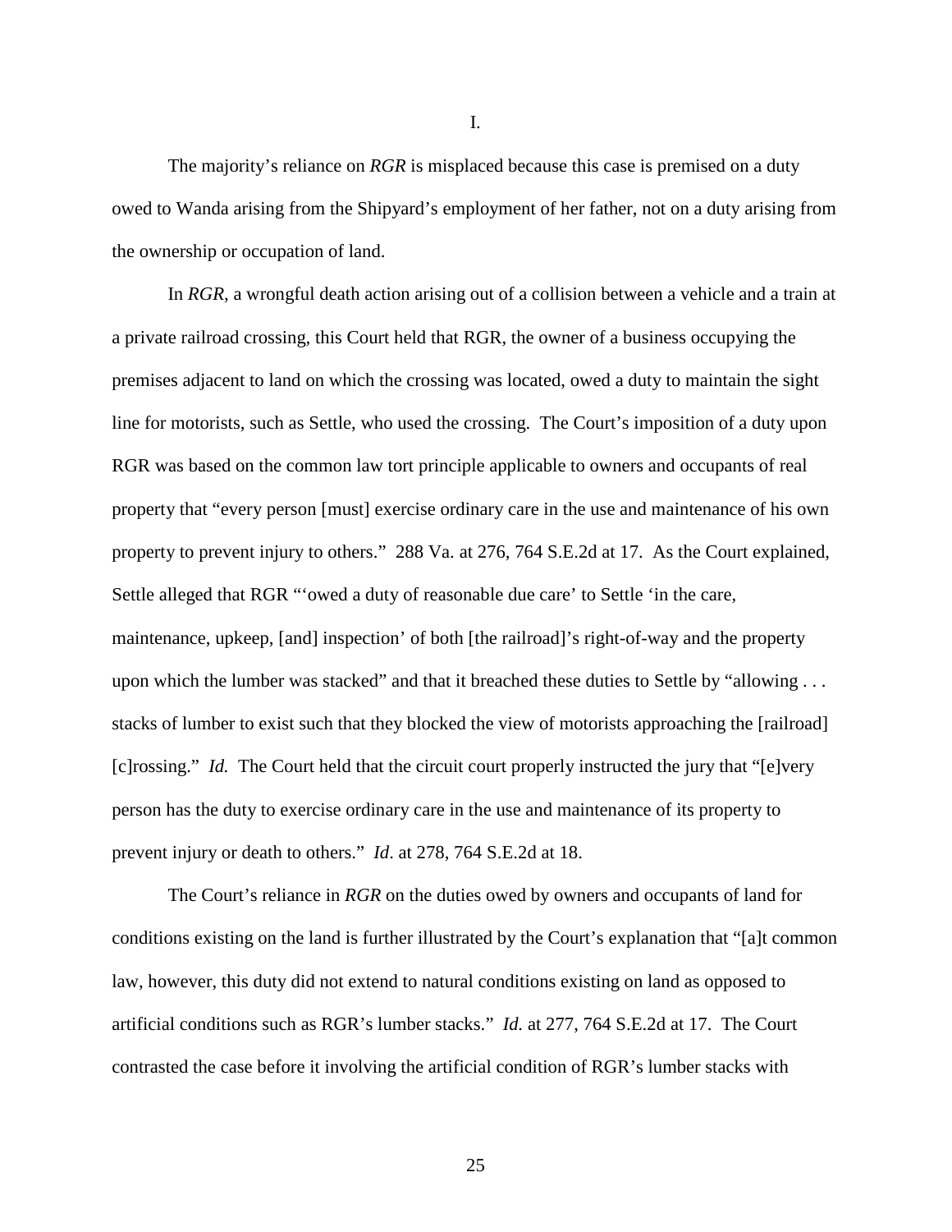I.

The majority's reliance on *RGR* is misplaced because this case is premised on a duty owed to Wanda arising from the Shipyard's employment of her father, not on a duty arising from the ownership or occupation of land.

In *RGR,* a wrongful death action arising out of a collision between a vehicle and a train at a private railroad crossing, this Court held that RGR, the owner of a business occupying the premises adjacent to land on which the crossing was located, owed a duty to maintain the sight line for motorists, such as Settle, who used the crossing. The Court's imposition of a duty upon RGR was based on the common law tort principle applicable to owners and occupants of real property that "every person [must] exercise ordinary care in the use and maintenance of his own property to prevent injury to others." 288 Va. at 276, 764 S.E.2d at 17. As the Court explained, Settle alleged that RGR "'owed a duty of reasonable due care' to Settle 'in the care, maintenance, upkeep, [and] inspection' of both [the railroad]'s right-of-way and the property upon which the lumber was stacked" and that it breached these duties to Settle by "allowing . . . stacks of lumber to exist such that they blocked the view of motorists approaching the [railroad] [c]rossing." *Id.* The Court held that the circuit court properly instructed the jury that "[e]very person has the duty to exercise ordinary care in the use and maintenance of its property to prevent injury or death to others." *Id*. at 278, 764 S.E.2d at 18.

The Court's reliance in *RGR* on the duties owed by owners and occupants of land for conditions existing on the land is further illustrated by the Court's explanation that "[a]t common law, however, this duty did not extend to natural conditions existing on land as opposed to artificial conditions such as RGR's lumber stacks." *Id.* at 277, 764 S.E.2d at 17. The Court contrasted the case before it involving the artificial condition of RGR's lumber stacks with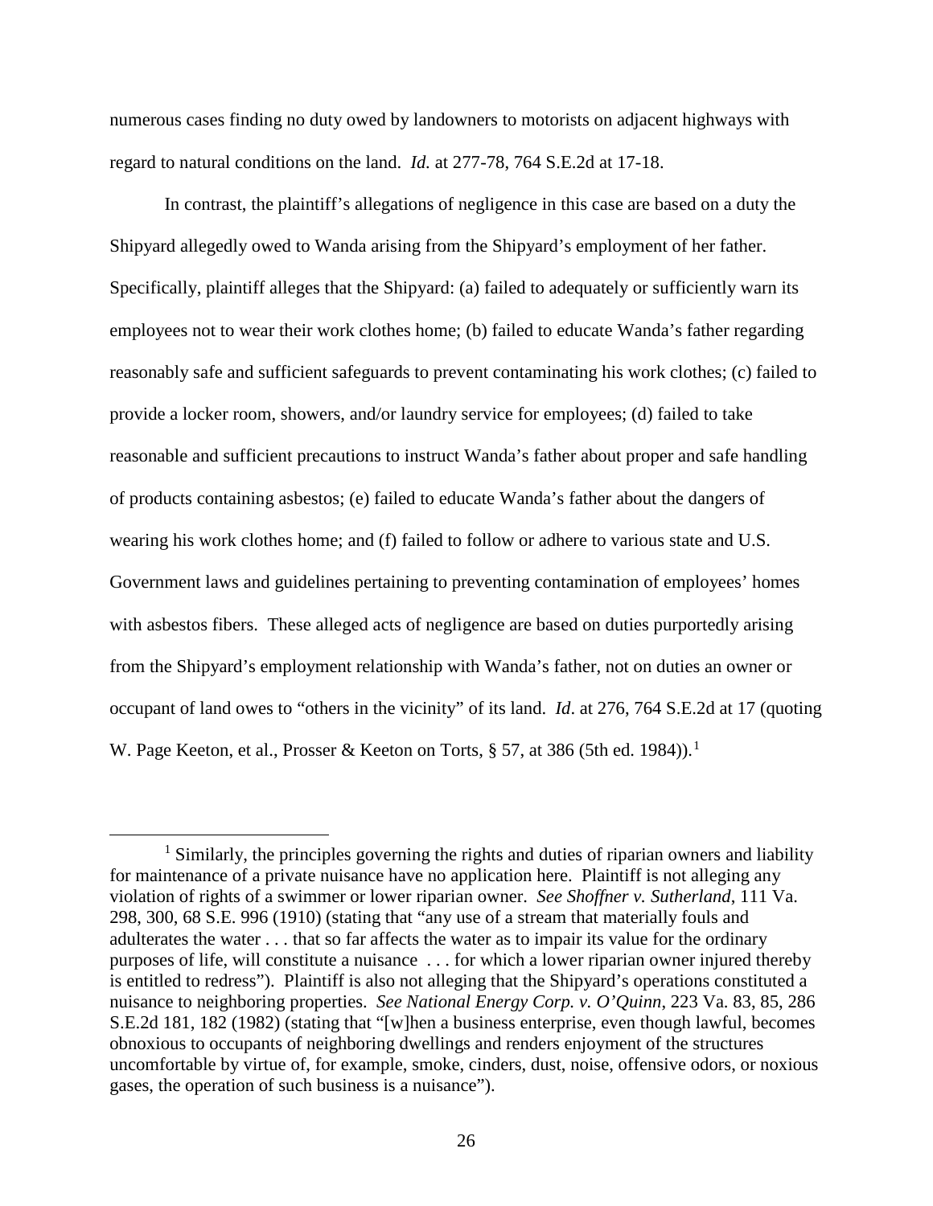numerous cases finding no duty owed by landowners to motorists on adjacent highways with regard to natural conditions on the land. *Id.* at 277-78, 764 S.E.2d at 17-18.

In contrast, the plaintiff's allegations of negligence in this case are based on a duty the Shipyard allegedly owed to Wanda arising from the Shipyard's employment of her father. Specifically, plaintiff alleges that the Shipyard: (a) failed to adequately or sufficiently warn its employees not to wear their work clothes home; (b) failed to educate Wanda's father regarding reasonably safe and sufficient safeguards to prevent contaminating his work clothes; (c) failed to provide a locker room, showers, and/or laundry service for employees; (d) failed to take reasonable and sufficient precautions to instruct Wanda's father about proper and safe handling of products containing asbestos; (e) failed to educate Wanda's father about the dangers of wearing his work clothes home; and (f) failed to follow or adhere to various state and U.S. Government laws and guidelines pertaining to preventing contamination of employees' homes with asbestos fibers. These alleged acts of negligence are based on duties purportedly arising from the Shipyard's employment relationship with Wanda's father, not on duties an owner or occupant of land owes to "others in the vicinity" of its land. *Id*. at 276, 764 S.E.2d at 17 (quoting W. Page Keeton, et al., Prosser & Keeton on Torts, § 57, at 386 (5th ed. 1984)).[1]

---

[1] Similarly, the principles governing the rights and duties of riparian owners and liability for maintenance of a private nuisance have no application here. Plaintiff is not alleging any violation of rights of a swimmer or lower riparian owner. *See Shoffner v. Sutherland*, 111 Va. 298, 300, 68 S.E. 996 (1910) (stating that "any use of a stream that materially fouls and adulterates the water . . . that so far affects the water as to impair its value for the ordinary purposes of life, will constitute a nuisance . . . for which a lower riparian owner injured thereby is entitled to redress"). Plaintiff is also not alleging that the Shipyard's operations constituted a nuisance to neighboring properties. *See National Energy Corp. v. O'Quinn*, 223 Va. 83, 85, 286 S.E.2d 181, 182 (1982) (stating that "[w]hen a business enterprise, even though lawful, becomes obnoxious to occupants of neighboring dwellings and renders enjoyment of the structures uncomfortable by virtue of, for example, smoke, cinders, dust, noise, offensive odors, or noxious gases, the operation of such business is a nuisance").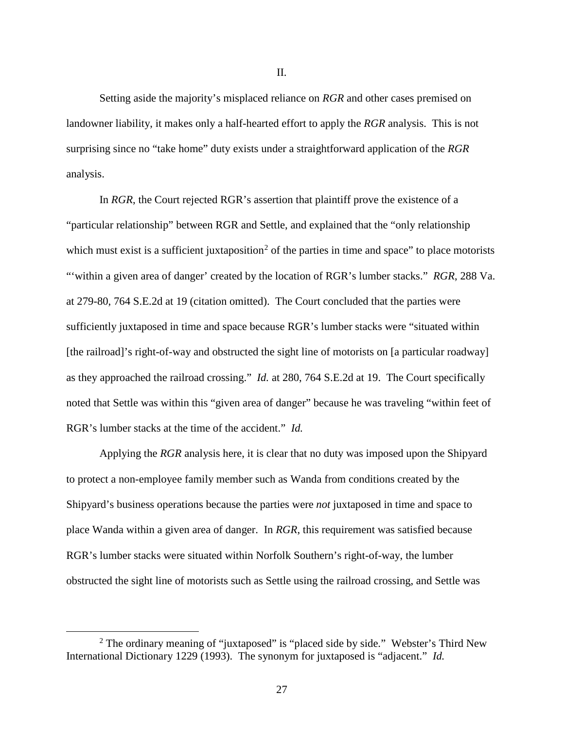II.

Setting aside the majority's misplaced reliance on *RGR* and other cases premised on landowner liability, it makes only a half-hearted effort to apply the *RGR* analysis. This is not surprising since no "take home" duty exists under a straightforward application of the *RGR* analysis.

In *RGR*, the Court rejected RGR's assertion that plaintiff prove the existence of a "particular relationship" between RGR and Settle, and explained that the "only relationship which must exist is a sufficient juxtaposition[2] of the parties in time and space" to place motorists "'within a given area of danger' created by the location of RGR's lumber stacks." *RGR*, 288 Va. at 279-80, 764 S.E.2d at 19 (citation omitted). The Court concluded that the parties were sufficiently juxtaposed in time and space because RGR's lumber stacks were "situated within [the railroad]'s right-of-way and obstructed the sight line of motorists on [a particular roadway] as they approached the railroad crossing." *Id.* at 280, 764 S.E.2d at 19. The Court specifically noted that Settle was within this "given area of danger" because he was traveling "within feet of RGR's lumber stacks at the time of the accident." *Id.*

Applying the *RGR* analysis here, it is clear that no duty was imposed upon the Shipyard to protect a non-employee family member such as Wanda from conditions created by the Shipyard's business operations because the parties were *not* juxtaposed in time and space to place Wanda within a given area of danger. In *RGR*, this requirement was satisfied because RGR's lumber stacks were situated within Norfolk Southern's right-of-way, the lumber obstructed the sight line of motorists such as Settle using the railroad crossing, and Settle was

[2] The ordinary meaning of "juxtaposed" is "placed side by side." Webster's Third New International Dictionary 1229 (1993). The synonym for juxtaposed is "adjacent." *Id.*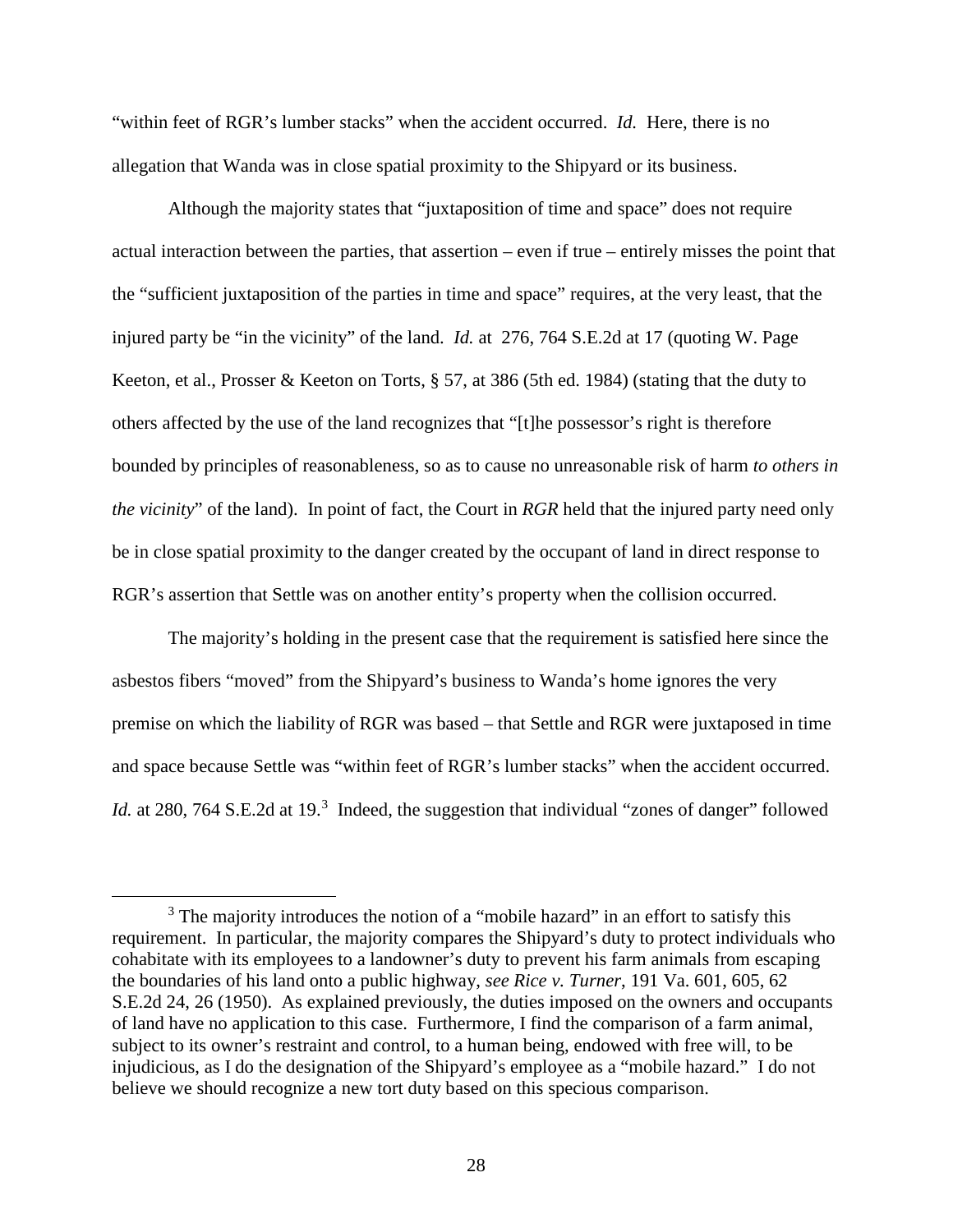"within feet of RGR's lumber stacks" when the accident occurred. *Id.* Here, there is no allegation that Wanda was in close spatial proximity to the Shipyard or its business.

Although the majority states that "juxtaposition of time and space" does not require actual interaction between the parties, that assertion – even if true – entirely misses the point that the "sufficient juxtaposition of the parties in time and space" requires, at the very least, that the injured party be "in the vicinity" of the land. *Id.* at 276, 764 S.E.2d at 17 (quoting W. Page Keeton, et al., Prosser & Keeton on Torts, § 57, at 386 (5th ed. 1984) (stating that the duty to others affected by the use of the land recognizes that "[t]he possessor's right is therefore bounded by principles of reasonableness, so as to cause no unreasonable risk of harm *to others in the vicinity*" of the land). In point of fact, the Court in *RGR* held that the injured party need only be in close spatial proximity to the danger created by the occupant of land in direct response to RGR's assertion that Settle was on another entity's property when the collision occurred.

The majority's holding in the present case that the requirement is satisfied here since the asbestos fibers "moved" from the Shipyard's business to Wanda's home ignores the very premise on which the liability of RGR was based – that Settle and RGR were juxtaposed in time and space because Settle was "within feet of RGR's lumber stacks" when the accident occurred. *Id.* at 280, 764 S.E.2d at 19.[3] Indeed, the suggestion that individual "zones of danger" followed

[3] The majority introduces the notion of a "mobile hazard" in an effort to satisfy this requirement. In particular, the majority compares the Shipyard's duty to protect individuals who cohabitate with its employees to a landowner's duty to prevent his farm animals from escaping the boundaries of his land onto a public highway, *see Rice v. Turner*, 191 Va. 601, 605, 62 S.E.2d 24, 26 (1950). As explained previously, the duties imposed on the owners and occupants of land have no application to this case. Furthermore, I find the comparison of a farm animal, subject to its owner's restraint and control, to a human being, endowed with free will, to be injudicious, as I do the designation of the Shipyard's employee as a "mobile hazard." I do not believe we should recognize a new tort duty based on this specious comparison.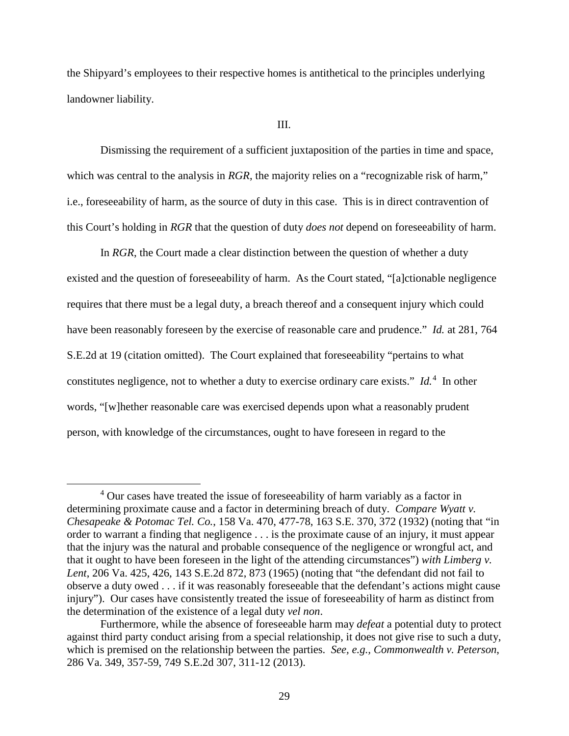the Shipyard's employees to their respective homes is antithetical to the principles underlying landowner liability.

III.

Dismissing the requirement of a sufficient juxtaposition of the parties in time and space, which was central to the analysis in *RGR*, the majority relies on a "recognizable risk of harm," i.e., foreseeability of harm, as the source of duty in this case. This is in direct contravention of this Court's holding in *RGR* that the question of duty *does not* depend on foreseeability of harm.

In *RGR*, the Court made a clear distinction between the question of whether a duty existed and the question of foreseeability of harm. As the Court stated, "[a]ctionable negligence requires that there must be a legal duty, a breach thereof and a consequent injury which could have been reasonably foreseen by the exercise of reasonable care and prudence." *Id.* at 281, 764 S.E.2d at 19 (citation omitted). The Court explained that foreseeability "pertains to what constitutes negligence, not to whether a duty to exercise ordinary care exists." *Id.*[4] In other words, "[w]hether reasonable care was exercised depends upon what a reasonably prudent person, with knowledge of the circumstances, ought to have foreseen in regard to the

---

[4] Our cases have treated the issue of foreseeability of harm variably as a factor in determining proximate cause and a factor in determining breach of duty. *Compare Wyatt v. Chesapeake & Potomac Tel. Co.*, 158 Va. 470, 477-78, 163 S.E. 370, 372 (1932) (noting that "in order to warrant a finding that negligence . . . is the proximate cause of an injury, it must appear that the injury was the natural and probable consequence of the negligence or wrongful act, and that it ought to have been foreseen in the light of the attending circumstances") *with Limberg v. Lent*, 206 Va. 425, 426, 143 S.E.2d 872, 873 (1965) (noting that "the defendant did not fail to observe a duty owed . . . if it was reasonably foreseeable that the defendant's actions might cause injury"). Our cases have consistently treated the issue of foreseeability of harm as distinct from the determination of the existence of a legal duty *vel non*.

Furthermore, while the absence of foreseeable harm may *defeat* a potential duty to protect against third party conduct arising from a special relationship, it does not give rise to such a duty, which is premised on the relationship between the parties. *See, e.g.*, *Commonwealth v. Peterson*, 286 Va. 349, 357-59, 749 S.E.2d 307, 311-12 (2013).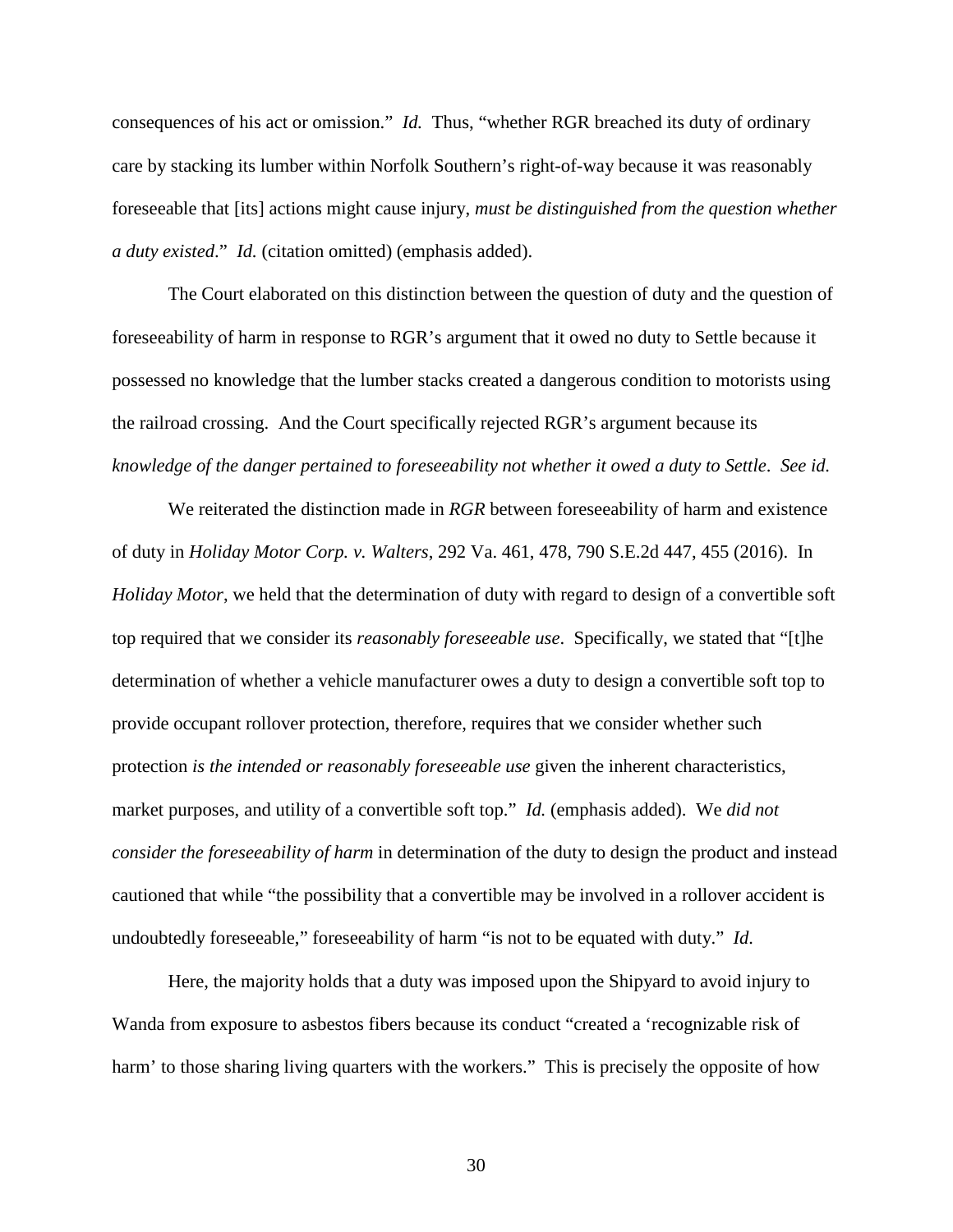consequences of his act or omission." *Id.* Thus, "whether RGR breached its duty of ordinary care by stacking its lumber within Norfolk Southern's right-of-way because it was reasonably foreseeable that [its] actions might cause injury, *must be distinguished from the question whether a duty existed*." *Id.* (citation omitted) (emphasis added).

The Court elaborated on this distinction between the question of duty and the question of foreseeability of harm in response to RGR's argument that it owed no duty to Settle because it possessed no knowledge that the lumber stacks created a dangerous condition to motorists using the railroad crossing. And the Court specifically rejected RGR's argument because its *knowledge of the danger pertained to foreseeability not whether it owed a duty to Settle*. *See id.*

We reiterated the distinction made in *RGR* between foreseeability of harm and existence of duty in *Holiday Motor Corp. v. Walters*, 292 Va. 461, 478, 790 S.E.2d 447, 455 (2016). In *Holiday Motor*, we held that the determination of duty with regard to design of a convertible soft top required that we consider its *reasonably foreseeable use*. Specifically, we stated that "[t]he determination of whether a vehicle manufacturer owes a duty to design a convertible soft top to provide occupant rollover protection, therefore, requires that we consider whether such protection *is the intended or reasonably foreseeable use* given the inherent characteristics, market purposes, and utility of a convertible soft top." *Id.* (emphasis added). We *did not consider the foreseeability of harm* in determination of the duty to design the product and instead cautioned that while "the possibility that a convertible may be involved in a rollover accident is undoubtedly foreseeable," foreseeability of harm "is not to be equated with duty." *Id.*

Here, the majority holds that a duty was imposed upon the Shipyard to avoid injury to Wanda from exposure to asbestos fibers because its conduct "created a 'recognizable risk of harm' to those sharing living quarters with the workers." This is precisely the opposite of how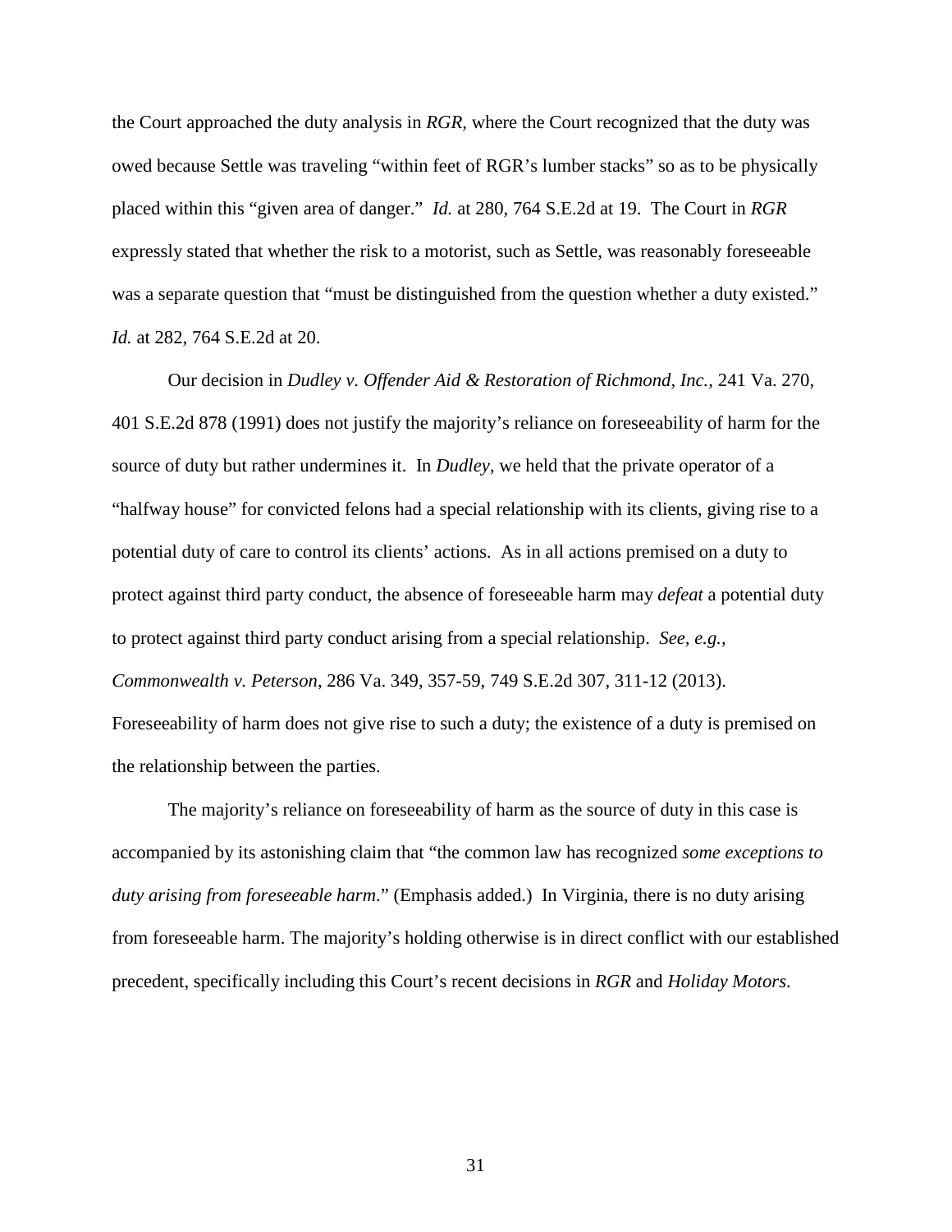the Court approached the duty analysis in *RGR*, where the Court recognized that the duty was owed because Settle was traveling "within feet of RGR's lumber stacks" so as to be physically placed within this "given area of danger." *Id.* at 280, 764 S.E.2d at 19. The Court in *RGR* expressly stated that whether the risk to a motorist, such as Settle, was reasonably foreseeable was a separate question that "must be distinguished from the question whether a duty existed." *Id.* at 282, 764 S.E.2d at 20.

Our decision in *Dudley v. Offender Aid & Restoration of Richmond, Inc.*, 241 Va. 270, 401 S.E.2d 878 (1991) does not justify the majority's reliance on foreseeability of harm for the source of duty but rather undermines it. In *Dudley*, we held that the private operator of a "halfway house" for convicted felons had a special relationship with its clients, giving rise to a potential duty of care to control its clients' actions. As in all actions premised on a duty to protect against third party conduct, the absence of foreseeable harm may *defeat* a potential duty to protect against third party conduct arising from a special relationship. *See, e.g., Commonwealth v. Peterson*, 286 Va. 349, 357-59, 749 S.E.2d 307, 311-12 (2013). Foreseeability of harm does not give rise to such a duty; the existence of a duty is premised on the relationship between the parties.

The majority's reliance on foreseeability of harm as the source of duty in this case is accompanied by its astonishing claim that "the common law has recognized *some exceptions to duty arising from foreseeable harm*." (Emphasis added.) In Virginia, there is no duty arising from foreseeable harm. The majority's holding otherwise is in direct conflict with our established precedent, specifically including this Court's recent decisions in *RGR* and *Holiday Motors*.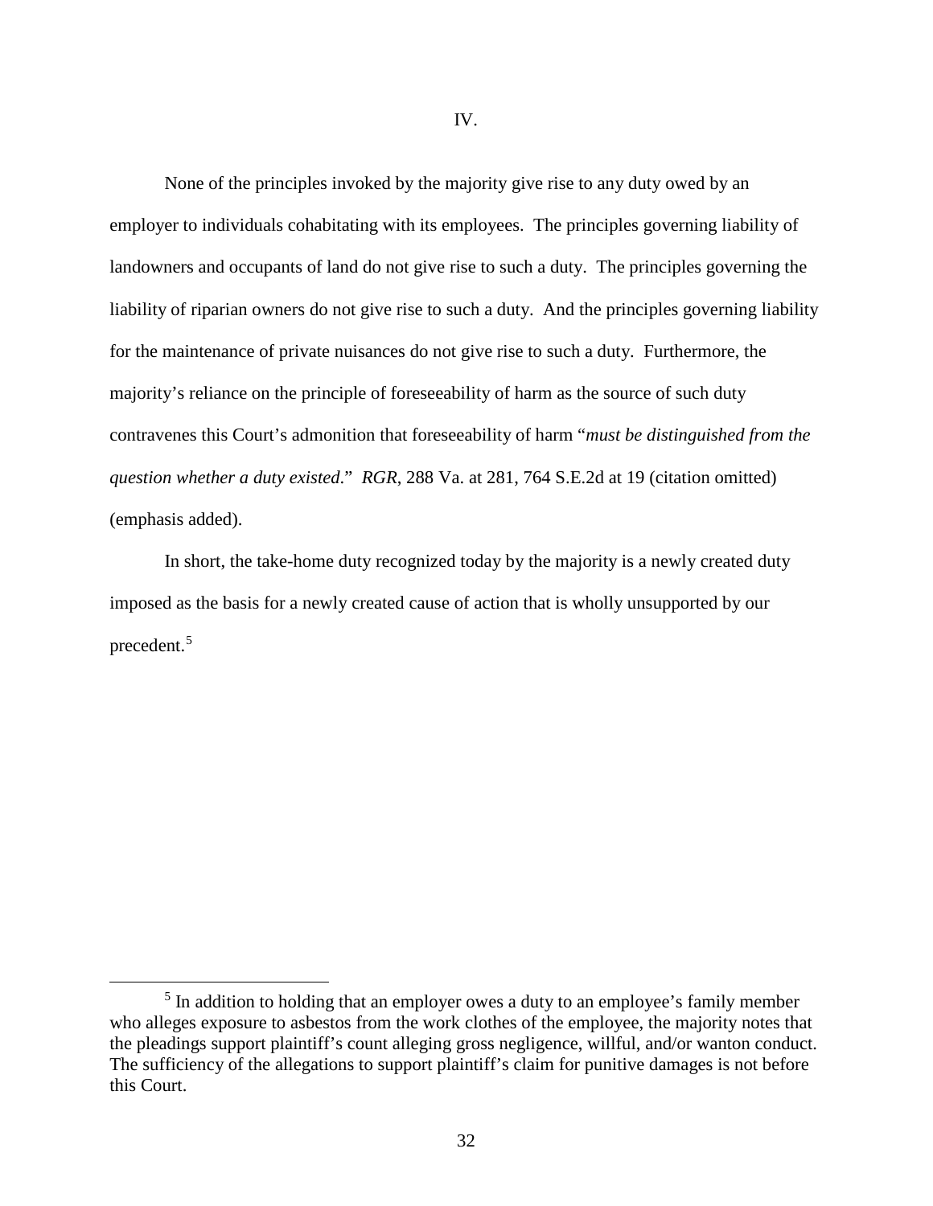IV.

None of the principles invoked by the majority give rise to any duty owed by an employer to individuals cohabitating with its employees. The principles governing liability of landowners and occupants of land do not give rise to such a duty. The principles governing the liability of riparian owners do not give rise to such a duty. And the principles governing liability for the maintenance of private nuisances do not give rise to such a duty. Furthermore, the majority's reliance on the principle of foreseeability of harm as the source of such duty contravenes this Court's admonition that foreseeability of harm "*must be distinguished from the question whether a duty existed*." *RGR*, 288 Va. at 281, 764 S.E.2d at 19 (citation omitted) (emphasis added).

In short, the take-home duty recognized today by the majority is a newly created duty imposed as the basis for a newly created cause of action that is wholly unsupported by our precedent.[5]

---

[5] In addition to holding that an employer owes a duty to an employee's family member who alleges exposure to asbestos from the work clothes of the employee, the majority notes that the pleadings support plaintiff's count alleging gross negligence, willful, and/or wanton conduct. The sufficiency of the allegations to support plaintiff's claim for punitive damages is not before this Court.